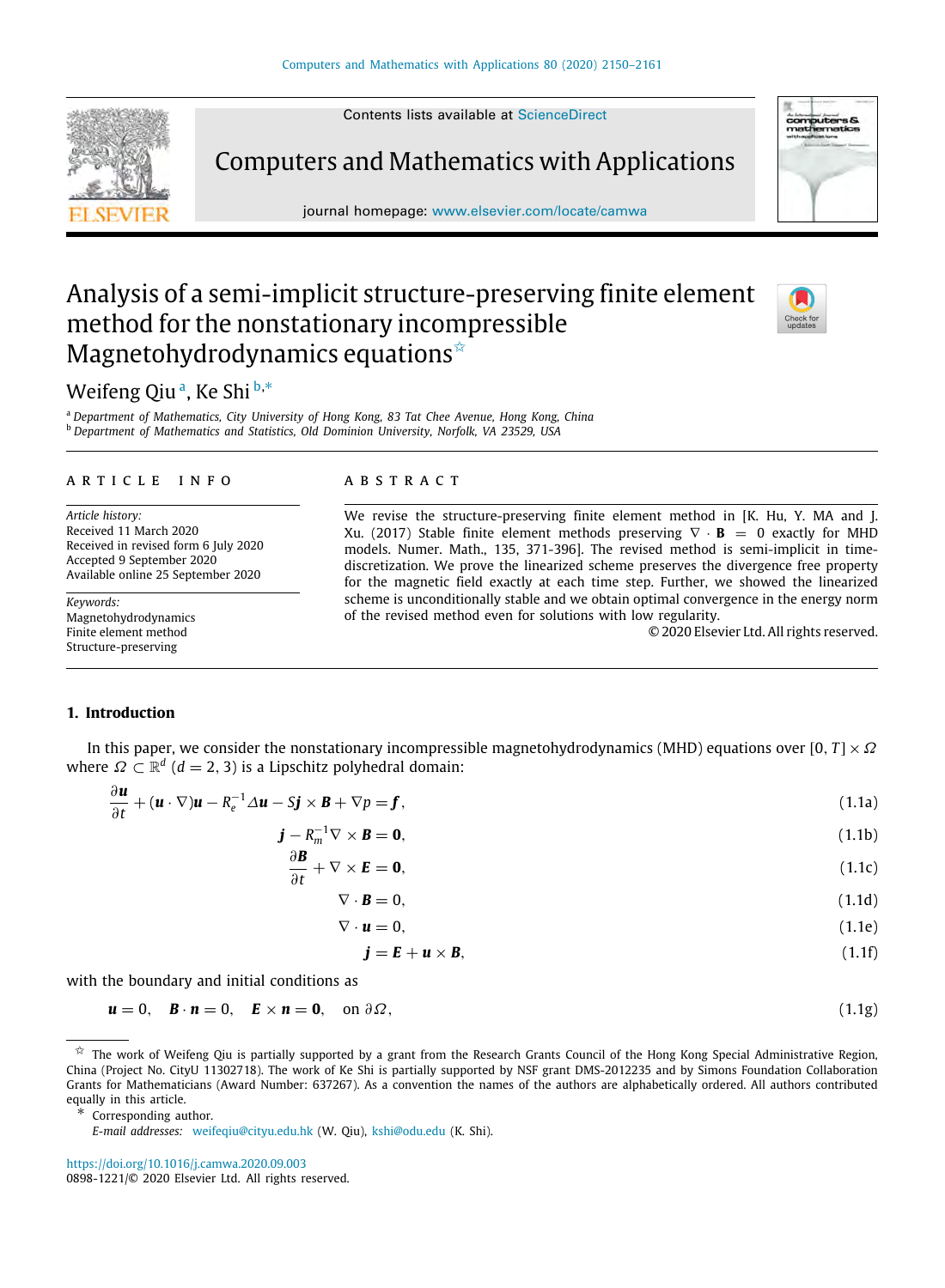Contents lists available at ScienceDirect

# Computers and Mathematics with Applications

journal homepage: www.elsevier.com/locate/camwa

# Analysis of a semi-implicit structure-preserving finite element method for the nonstationary incompressible Magnetohydrodynamics equations [☆]

Weifeng Qiu [a], Ke Shi [b,*]

[a] Department of Mathematics, City University of Hong Kong, 83 Tat Chee Avenue, Hong Kong, China
[b] Department of Mathematics and Statistics, Old Dominion University, Norfolk, VA 23529, USA

## ARTICLE INFO

*Article history:*
Received 11 March 2020
Received in revised form 6 July 2020
Accepted 9 September 2020
Available online 25 September 2020

*Keywords:*
Magnetohydrodynamics
Finite element method
Structure-preserving

## ABSTRACT

We revise the structure-preserving finite element method in [K. Hu, Y. MA and J. Xu. (2017) Stable finite element methods preserving $\nabla \cdot \boldsymbol{B} = 0$ exactly for MHD models. Numer. Math., 135, 371-396]. The revised method is semi-implicit in time-discretization. We prove the linearized scheme preserves the divergence free property for the magnetic field exactly at each time step. Further, we showed the linearized scheme is unconditionally stable and we obtain optimal convergence in the energy norm of the revised method even for solutions with low regularity.

© 2020 Elsevier Ltd. All rights reserved.

## 1. Introduction

In this paper, we consider the nonstationary incompressible magnetohydrodynamics (MHD) equations over $[0, T] \times \Omega$ where $\Omega \subset \mathbb{R}^d$ $(d = 2, 3)$ is a Lipschitz polyhedral domain:

$$\frac{\partial \boldsymbol{u}}{\partial t} + (\boldsymbol{u} \cdot \nabla)\boldsymbol{u} - R_e^{-1}\Delta \boldsymbol{u} - S\boldsymbol{j} \times \boldsymbol{B} + \nabla p = \boldsymbol{f}, \tag{1.1a}$$

$$\boldsymbol{j} - R_m^{-1}\nabla \times \boldsymbol{B} = \boldsymbol{0}, \tag{1.1b}$$

$$\frac{\partial \boldsymbol{B}}{\partial t} + \nabla \times \boldsymbol{E} = \boldsymbol{0}, \tag{1.1c}$$

$$\nabla \cdot \boldsymbol{B} = 0, \tag{1.1d}$$

$$\nabla \cdot \boldsymbol{u} = 0, \tag{1.1e}$$

$$\boldsymbol{j} = \boldsymbol{E} + \boldsymbol{u} \times \boldsymbol{B}, \tag{1.1f}$$

with the boundary and initial conditions as

$$\boldsymbol{u} = 0, \quad \boldsymbol{B} \cdot \boldsymbol{n} = 0, \quad \boldsymbol{E} \times \boldsymbol{n} = \boldsymbol{0}, \quad \text{on } \partial\Omega, \tag{1.1g}$$

[☆] The work of Weifeng Qiu is partially supported by a grant from the Research Grants Council of the Hong Kong Special Administrative Region, China (Project No. CityU 11302718). The work of Ke Shi is partially supported by NSF grant DMS-2012235 and by Simons Foundation Collaboration Grants for Mathematicians (Award Number: 637267). As a convention the names of the authors are alphabetically ordered. All authors contributed equally in this article.

[*] Corresponding author.
E-mail addresses: weifeqiu@cityu.edu.hk (W. Qiu), kshi@odu.edu (K. Shi).

https://doi.org/10.1016/j.camwa.2020.09.003
0898-1221/© 2020 Elsevier Ltd. All rights reserved.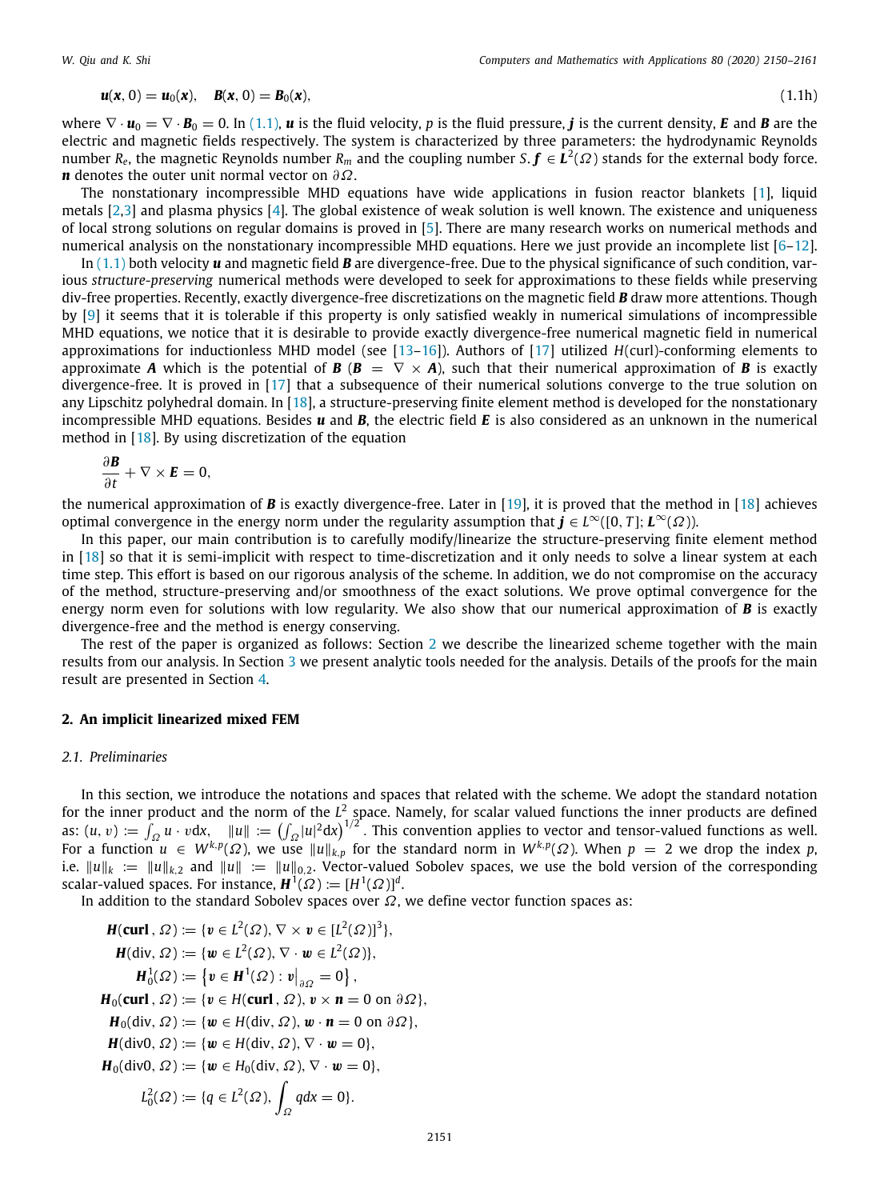$$\boldsymbol{u}(\boldsymbol{x}, 0) = \boldsymbol{u}_0(\boldsymbol{x}), \quad \boldsymbol{B}(\boldsymbol{x}, 0) = \boldsymbol{B}_0(\boldsymbol{x}), \tag{1.1h}$$

where $\nabla \cdot \boldsymbol{u}_0 = \nabla \cdot \boldsymbol{B}_0 = 0$. In (1.1), $\boldsymbol{u}$ is the fluid velocity, $p$ is the fluid pressure, $\boldsymbol{j}$ is the current density, $\boldsymbol{E}$ and $\boldsymbol{B}$ are the electric and magnetic fields respectively. The system is characterized by three parameters: the hydrodynamic Reynolds number $R_e$, the magnetic Reynolds number $R_m$ and the coupling number $S$. $\boldsymbol{f} \in \boldsymbol{L}^2(\Omega)$ stands for the external body force. $\boldsymbol{n}$ denotes the outer unit normal vector on $\partial\Omega$.

The nonstationary incompressible MHD equations have wide applications in fusion reactor blankets [1], liquid metals [2,3] and plasma physics [4]. The global existence of weak solution is well known. The existence and uniqueness of local strong solutions on regular domains is proved in [5]. There are many research works on numerical methods and numerical analysis on the nonstationary incompressible MHD equations. Here we just provide an incomplete list [6–12].

In (1.1) both velocity $\boldsymbol{u}$ and magnetic field $\boldsymbol{B}$ are divergence-free. Due to the physical significance of such condition, various *structure-preserving* numerical methods were developed to seek for approximations to these fields while preserving div-free properties. Recently, exactly divergence-free discretizations on the magnetic field $\boldsymbol{B}$ draw more attentions. Though by [9] it seems that it is tolerable if this property is only satisfied weakly in numerical simulations of incompressible MHD equations, we notice that it is desirable to provide exactly divergence-free numerical magnetic field in numerical approximations for inductionless MHD model (see [13–16]). Authors of [17] utilized $H(\text{curl})$-conforming elements to approximate $\boldsymbol{A}$ which is the potential of $\boldsymbol{B}$ ($\boldsymbol{B} = \nabla \times \boldsymbol{A}$), such that their numerical approximation of $\boldsymbol{B}$ is exactly divergence-free. It is proved in [17] that a subsequence of their numerical solutions converge to the true solution on any Lipschitz polyhedral domain. In [18], a structure-preserving finite element method is developed for the nonstationary incompressible MHD equations. Besides $\boldsymbol{u}$ and $\boldsymbol{B}$, the electric field $\boldsymbol{E}$ is also considered as an unknown in the numerical method in [18]. By using discretization of the equation

$$\frac{\partial \boldsymbol{B}}{\partial t} + \nabla \times \boldsymbol{E} = 0,$$

the numerical approximation of $\boldsymbol{B}$ is exactly divergence-free. Later in [19], it is proved that the method in [18] achieves optimal convergence in the energy norm under the regularity assumption that $\boldsymbol{j} \in L^\infty([0,T]; \boldsymbol{L}^\infty(\Omega))$.

In this paper, our main contribution is to carefully modify/linearize the structure-preserving finite element method in [18] so that it is semi-implicit with respect to time-discretization and it only needs to solve a linear system at each time step. This effort is based on our rigorous analysis of the scheme. In addition, we do not compromise on the accuracy of the method, structure-preserving and/or smoothness of the exact solutions. We prove optimal convergence for the energy norm even for solutions with low regularity. We also show that our numerical approximation of $\boldsymbol{B}$ is exactly divergence-free and the method is energy conserving.

The rest of the paper is organized as follows: Section 2 we describe the linearized scheme together with the main results from our analysis. In Section 3 we present analytic tools needed for the analysis. Details of the proofs for the main result are presented in Section 4.

## 2. An implicit linearized mixed FEM

### 2.1. Preliminaries

In this section, we introduce the notations and spaces that related with the scheme. We adopt the standard notation for the inner product and the norm of the $L^2$ space. Namely, for scalar valued functions the inner products are defined as: $(u, v) := \int_\Omega u \cdot v \mathrm{d}x$, $\|u\| := \left(\int_\Omega |u|^2 \mathrm{d}x\right)^{1/2}$. This convention applies to vector and tensor-valued functions as well. For a function $u \in W^{k,p}(\Omega)$, we use $\|u\|_{k,p}$ for the standard norm in $W^{k,p}(\Omega)$. When $p = 2$ we drop the index $p$, i.e. $\|u\|_k := \|u\|_{k,2}$ and $\|u\| := \|u\|_{0,2}$. Vector-valued Sobolev spaces, we use the bold version of the corresponding scalar-valued spaces. For instance, $\boldsymbol{H}^1(\Omega) := [H^1(\Omega)]^d$.

In addition to the standard Sobolev spaces over $\Omega$, we define vector function spaces as:

$$\begin{aligned}
\boldsymbol{H}(\textbf{curl}, \Omega) &:= \{\boldsymbol{v} \in L^2(\Omega), \nabla \times \boldsymbol{v} \in [L^2(\Omega)]^3\}, \\
\boldsymbol{H}(\text{div}, \Omega) &:= \{\boldsymbol{w} \in L^2(\Omega), \nabla \cdot \boldsymbol{w} \in L^2(\Omega)\}, \\
\boldsymbol{H}_0^1(\Omega) &:= \left\{\boldsymbol{v} \in \boldsymbol{H}^1(\Omega) : \boldsymbol{v}\big|_{\partial\Omega} = 0\right\}, \\
\boldsymbol{H}_0(\textbf{curl}, \Omega) &:= \{\boldsymbol{v} \in H(\textbf{curl}, \Omega), \boldsymbol{v} \times \boldsymbol{n} = 0 \text{ on } \partial\Omega\}, \\
\boldsymbol{H}_0(\text{div}, \Omega) &:= \{\boldsymbol{w} \in H(\text{div}, \Omega), \boldsymbol{w} \cdot \boldsymbol{n} = 0 \text{ on } \partial\Omega\}, \\
\boldsymbol{H}(\text{div}0, \Omega) &:= \{\boldsymbol{w} \in H(\text{div}, \Omega), \nabla \cdot \boldsymbol{w} = 0\}, \\
\boldsymbol{H}_0(\text{div}0, \Omega) &:= \{\boldsymbol{w} \in H_0(\text{div}, \Omega), \nabla \cdot \boldsymbol{w} = 0\}, \\
L_0^2(\Omega) &:= \{q \in L^2(\Omega), \int_\Omega q dx = 0\}.
\end{aligned}$$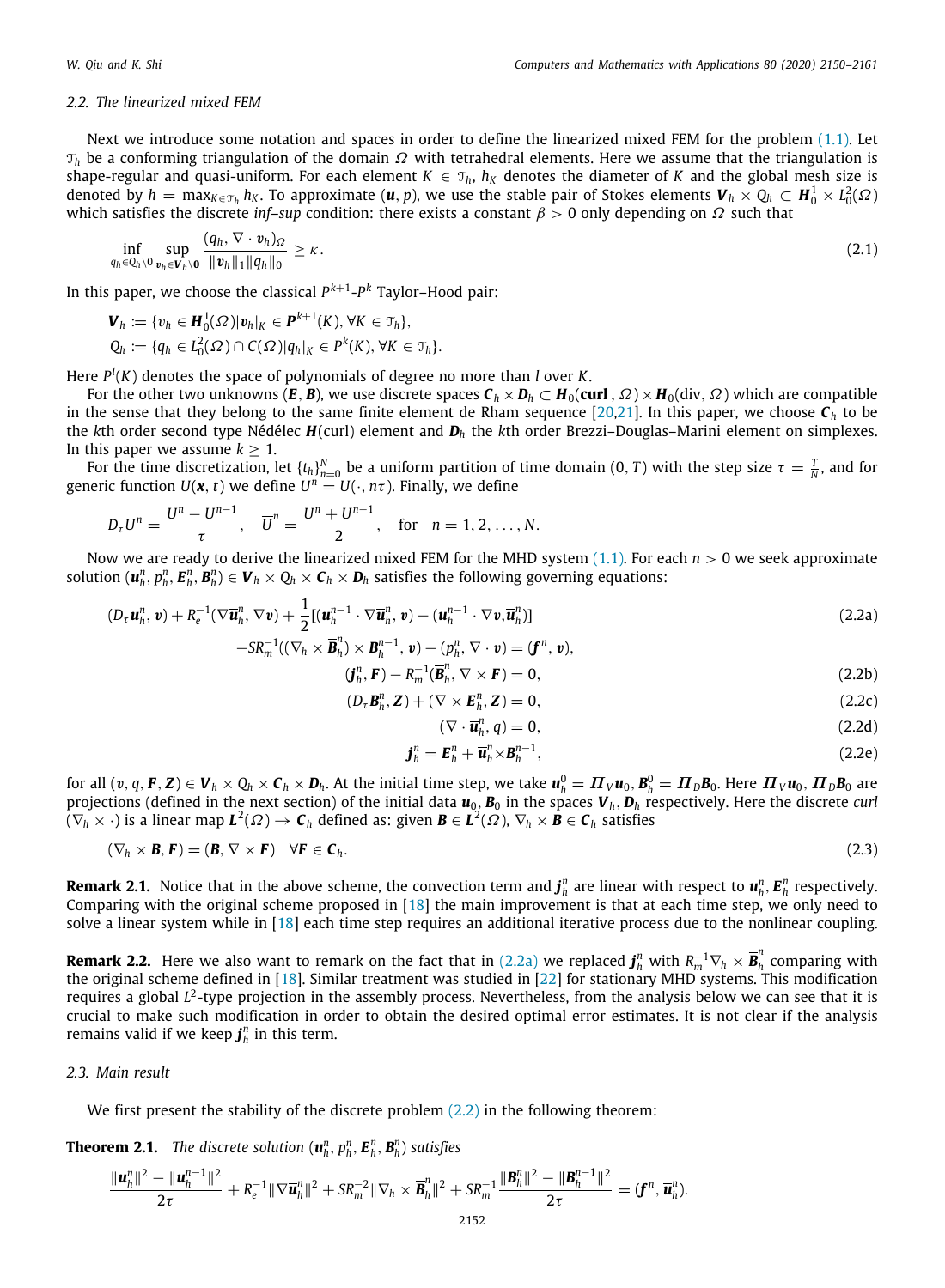### 2.2. The linearized mixed FEM

Next we introduce some notation and spaces in order to define the linearized mixed FEM for the problem (1.1). Let $\mathcal{T}_h$ be a conforming triangulation of the domain $\Omega$ with tetrahedral elements. Here we assume that the triangulation is shape-regular and quasi-uniform. For each element $K \in \mathcal{T}_h$, $h_K$ denotes the diameter of $K$ and the global mesh size is denoted by $h = \max_{K \in \mathcal{T}_h} h_K$. To approximate $(\boldsymbol{u}, p)$, we use the stable pair of Stokes elements $\boldsymbol{V}_h \times Q_h \subset \boldsymbol{H}_0^1 \times L_0^2(\Omega)$ which satisfies the discrete *inf–sup* condition: there exists a constant $\beta > 0$ only depending on $\Omega$ such that

$$\inf_{q_h \in Q_h \setminus 0} \sup_{\boldsymbol{v}_h \in \boldsymbol{V}_h \setminus \boldsymbol{0}} \frac{(q_h, \nabla \cdot \boldsymbol{v}_h)_\Omega}{\|\boldsymbol{v}_h\|_1 \|q_h\|_0} \geq \kappa. \tag{2.1}$$

In this paper, we choose the classical $P^{k+1}$-$P^k$ Taylor–Hood pair:

$$\boldsymbol{V}_h := \{v_h \in \boldsymbol{H}_0^1(\Omega) | \boldsymbol{v}_h|_K \in \boldsymbol{P}^{k+1}(K), \forall K \in \mathcal{T}_h\},$$
$$Q_h := \{q_h \in L_0^2(\Omega) \cap C(\Omega) | q_h|_K \in P^k(K), \forall K \in \mathcal{T}_h\}.$$

Here $P^l(K)$ denotes the space of polynomials of degree no more than $l$ over $K$.

For the other two unknowns $(\boldsymbol{E}, \boldsymbol{B})$, we use discrete spaces $\boldsymbol{C}_h \times \boldsymbol{D}_h \subset \boldsymbol{H}_0(\mathbf{curl}, \Omega) \times \boldsymbol{H}_0(\mathrm{div}, \Omega)$ which are compatible in the sense that they belong to the same finite element de Rham sequence [20,21]. In this paper, we choose $\boldsymbol{C}_h$ to be the $k$th order second type Nédélec $\boldsymbol{H}$(curl) element and $\boldsymbol{D}_h$ the $k$th order Brezzi–Douglas–Marini element on simplexes. In this paper we assume $k \geq 1$.

For the time discretization, let $\{t_h\}_{n=0}^N$ be a uniform partition of time domain $(0, T)$ with the step size $\tau = \frac{T}{N}$, and for generic function $U(\boldsymbol{x}, t)$ we define $U^n = U(\cdot, n\tau)$. Finally, we define

$$D_\tau U^n = \frac{U^n - U^{n-1}}{\tau}, \quad \overline{U}^n = \frac{U^n + U^{n-1}}{2}, \quad \text{for} \quad n = 1, 2, \ldots, N.$$

Now we are ready to derive the linearized mixed FEM for the MHD system (1.1). For each $n > 0$ we seek approximate solution $(\boldsymbol{u}_h^n, p_h^n, \boldsymbol{E}_h^n, \boldsymbol{B}_h^n) \in \boldsymbol{V}_h \times Q_h \times \boldsymbol{C}_h \times \boldsymbol{D}_h$ satisfies the following governing equations:

$$(D_\tau \boldsymbol{u}_h^n, \boldsymbol{v}) + R_e^{-1}(\nabla \overline{\boldsymbol{u}}_h^n, \nabla \boldsymbol{v}) + \frac{1}{2}[(\boldsymbol{u}_h^{n-1} \cdot \nabla \overline{\boldsymbol{u}}_h^n, \boldsymbol{v}) - (\boldsymbol{u}_h^{n-1} \cdot \nabla \boldsymbol{v}, \overline{\boldsymbol{u}}_h^n)] \tag{2.2a}$$
$$-SR_m^{-1}((\nabla_h \times \overline{\boldsymbol{B}}_h^n) \times \boldsymbol{B}_h^{n-1}, \boldsymbol{v}) - (p_h^n, \nabla \cdot \boldsymbol{v}) = (\boldsymbol{f}^n, \boldsymbol{v}),$$

$$(\boldsymbol{j}_h^n, \boldsymbol{F}) - R_m^{-1}(\overline{\boldsymbol{B}}_h^n, \nabla \times \boldsymbol{F}) = 0, \tag{2.2b}$$

$$(D_\tau \boldsymbol{B}_h^n, \boldsymbol{Z}) + (\nabla \times \boldsymbol{E}_h^n, \boldsymbol{Z}) = 0, \tag{2.2c}$$

$$(\nabla \cdot \overline{\boldsymbol{u}}_h^n, q) = 0, \tag{2.2d}$$

$$\boldsymbol{j}_h^n = \boldsymbol{E}_h^n + \overline{\boldsymbol{u}}_h^n \times \boldsymbol{B}_h^{n-1}, \tag{2.2e}$$

for all $(\boldsymbol{v}, q, \boldsymbol{F}, \boldsymbol{Z}) \in \boldsymbol{V}_h \times Q_h \times \boldsymbol{C}_h \times \boldsymbol{D}_h$. At the initial time step, we take $\boldsymbol{u}_h^0 = \boldsymbol{\Pi}_V \boldsymbol{u}_0$, $\boldsymbol{B}_h^0 = \boldsymbol{\Pi}_D \boldsymbol{B}_0$. Here $\boldsymbol{\Pi}_V \boldsymbol{u}_0$, $\boldsymbol{\Pi}_D \boldsymbol{B}_0$ are projections (defined in the next section) of the initial data $\boldsymbol{u}_0$, $\boldsymbol{B}_0$ in the spaces $\boldsymbol{V}_h$, $\boldsymbol{D}_h$ respectively. Here the discrete *curl* $(\nabla_h \times \cdot)$ is a linear map $\boldsymbol{L}^2(\Omega) \to \boldsymbol{C}_h$ defined as: given $\boldsymbol{B} \in \boldsymbol{L}^2(\Omega)$, $\nabla_h \times \boldsymbol{B} \in \boldsymbol{C}_h$ satisfies

$$(\nabla_h \times \boldsymbol{B}, \boldsymbol{F}) = (\boldsymbol{B}, \nabla \times \boldsymbol{F}) \quad \forall \boldsymbol{F} \in \boldsymbol{C}_h. \tag{2.3}$$

**Remark 2.1.** Notice that in the above scheme, the convection term and $\boldsymbol{j}_h^n$ are linear with respect to $\boldsymbol{u}_h^n$, $\boldsymbol{E}_h^n$ respectively. Comparing with the original scheme proposed in [18] the main improvement is that at each time step, we only need to solve a linear system while in [18] each time step requires an additional iterative process due to the nonlinear coupling.

**Remark 2.2.** Here we also want to remark on the fact that in (2.2a) we replaced $\boldsymbol{j}_h^n$ with $R_m^{-1} \nabla_h \times \overline{\boldsymbol{B}}_h^n$ comparing with the original scheme defined in [18]. Similar treatment was studied in [22] for stationary MHD systems. This modification requires a global $L^2$-type projection in the assembly process. Nevertheless, from the analysis below we can see that it is crucial to make such modification in order to obtain the desired optimal error estimates. It is not clear if the analysis remains valid if we keep $\boldsymbol{j}_h^n$ in this term.

### 2.3. Main result

We first present the stability of the discrete problem (2.2) in the following theorem:

**Theorem 2.1.** *The discrete solution* $(\boldsymbol{u}_h^n, p_h^n, \boldsymbol{E}_h^n, \boldsymbol{B}_h^n)$ *satisfies*

$$\frac{\|\boldsymbol{u}_h^n\|^2 - \|\boldsymbol{u}_h^{n-1}\|^2}{2\tau} + R_e^{-1}\|\nabla \overline{\boldsymbol{u}}_h^n\|^2 + SR_m^{-2}\|\nabla_h \times \overline{\boldsymbol{B}}_h^n\|^2 + SR_m^{-1}\frac{\|\boldsymbol{B}_h^n\|^2 - \|\boldsymbol{B}_h^{n-1}\|^2}{2\tau} = (\boldsymbol{f}^n, \overline{\boldsymbol{u}}_h^n).$$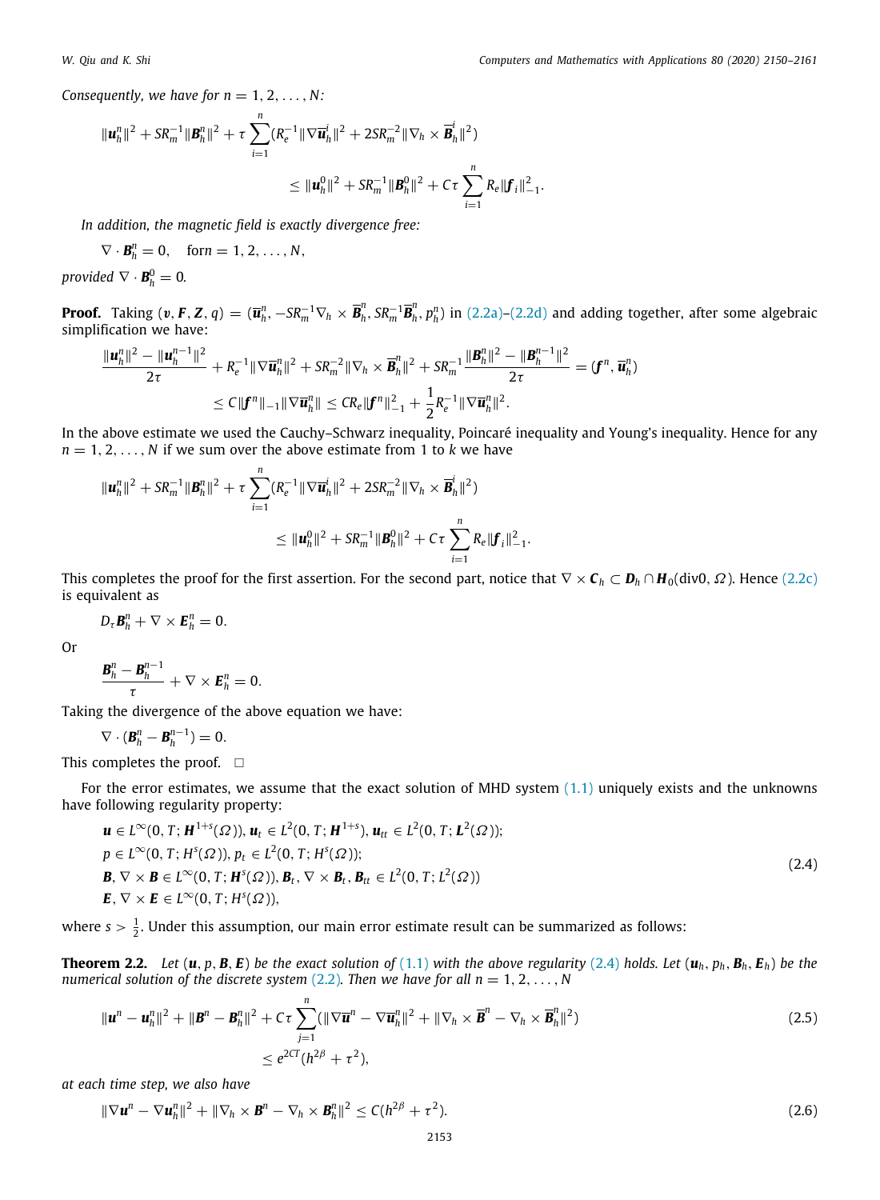*Consequently, we have for* $n = 1, 2, \ldots, N$:

$$\|\boldsymbol{u}_h^n\|^2 + SR_m^{-1}\|\boldsymbol{B}_h^n\|^2 + \tau\sum_{i=1}^{n}(R_e^{-1}\|\nabla\overline{\boldsymbol{u}}_h^i\|^2 + 2SR_m^{-2}\|\nabla_h \times \overline{\boldsymbol{B}}_h^i\|^2)$$
$$\leq \|\boldsymbol{u}_h^0\|^2 + SR_m^{-1}\|\boldsymbol{B}_h^0\|^2 + C\tau\sum_{i=1}^{n} R_e\|\boldsymbol{f}_i\|_{-1}^2.$$

*In addition, the magnetic field is exactly divergence free:*

$$\nabla\cdot\boldsymbol{B}_h^n = 0, \quad \text{for} n = 1, 2, \ldots, N,$$

*provided* $\nabla\cdot\boldsymbol{B}_h^0 = 0$.

**Proof.** Taking $(\boldsymbol{v}, \boldsymbol{F}, \boldsymbol{Z}, q) = (\overline{\boldsymbol{u}}_h^n, -SR_m^{-1}\nabla_h \times \overline{\boldsymbol{B}}_h^n, SR_m^{-1}\overline{\boldsymbol{B}}_h^n, p_h^n)$ in (2.2a)–(2.2d) and adding together, after some algebraic simplification we have:

$$\frac{\|\boldsymbol{u}_h^n\|^2 - \|\boldsymbol{u}_h^{n-1}\|^2}{2\tau} + R_e^{-1}\|\nabla\overline{\boldsymbol{u}}_h^n\|^2 + SR_m^{-2}\|\nabla_h \times \overline{\boldsymbol{B}}_h^n\|^2 + SR_m^{-1}\frac{\|\boldsymbol{B}_h^n\|^2 - \|\boldsymbol{B}_h^{n-1}\|^2}{2\tau} = (\boldsymbol{f}^n, \overline{\boldsymbol{u}}_h^n)$$
$$\leq C\|\boldsymbol{f}^n\|_{-1}\|\nabla\overline{\boldsymbol{u}}_h^n\| \leq CR_e\|\boldsymbol{f}^n\|_{-1}^2 + \frac{1}{2}R_e^{-1}\|\nabla\overline{\boldsymbol{u}}_h^n\|^2.$$

In the above estimate we used the Cauchy–Schwarz inequality, Poincaré inequality and Young's inequality. Hence for any $n = 1, 2, \ldots, N$ if we sum over the above estimate from 1 to $k$ we have

$$\|\boldsymbol{u}_h^n\|^2 + SR_m^{-1}\|\boldsymbol{B}_h^n\|^2 + \tau\sum_{i=1}^{n}(R_e^{-1}\|\nabla\overline{\boldsymbol{u}}_h^i\|^2 + 2SR_m^{-2}\|\nabla_h \times \overline{\boldsymbol{B}}_h^i\|^2)$$
$$\leq \|\boldsymbol{u}_h^0\|^2 + SR_m^{-1}\|\boldsymbol{B}_h^0\|^2 + C\tau\sum_{i=1}^{n} R_e\|\boldsymbol{f}_i\|_{-1}^2.$$

This completes the proof for the first assertion. For the second part, notice that $\nabla\times\boldsymbol{C}_h \subset \boldsymbol{D}_h \cap \boldsymbol{H}_0(\text{div}0, \Omega)$. Hence (2.2c) is equivalent as

$$D_\tau\boldsymbol{B}_h^n + \nabla\times\boldsymbol{E}_h^n = 0.$$

Or

$$\frac{\boldsymbol{B}_h^n - \boldsymbol{B}_h^{n-1}}{\tau} + \nabla\times\boldsymbol{E}_h^n = 0.$$

Taking the divergence of the above equation we have:

$$\nabla\cdot(\boldsymbol{B}_h^n - \boldsymbol{B}_h^{n-1}) = 0.$$

This completes the proof. □

For the error estimates, we assume that the exact solution of MHD system (1.1) uniquely exists and the unknowns have following regularity property:

$$\begin{aligned}
&\boldsymbol{u} \in L^\infty(0, T; \boldsymbol{H}^{1+s}(\Omega)), \boldsymbol{u}_t \in L^2(0, T; \boldsymbol{H}^{1+s}), \boldsymbol{u}_{tt} \in L^2(0, T; \boldsymbol{L}^2(\Omega));\\
&p \in L^\infty(0, T; H^s(\Omega)), p_t \in L^2(0, T; H^s(\Omega));\\
&\boldsymbol{B}, \nabla\times\boldsymbol{B} \in L^\infty(0, T; \boldsymbol{H}^s(\Omega)), \boldsymbol{B}_t, \nabla\times\boldsymbol{B}_t, \boldsymbol{B}_{tt} \in L^2(0, T; L^2(\Omega))\\
&\boldsymbol{E}, \nabla\times\boldsymbol{E} \in L^\infty(0, T; H^s(\Omega)),
\end{aligned} \tag{2.4}$$

where $s > \frac{1}{2}$. Under this assumption, our main error estimate result can be summarized as follows:

**Theorem 2.2.** *Let* $(\boldsymbol{u}, p, \boldsymbol{B}, \boldsymbol{E})$ *be the exact solution of* (1.1) *with the above regularity* (2.4) *holds. Let* $(\boldsymbol{u}_h, p_h, \boldsymbol{B}_h, \boldsymbol{E}_h)$ *be the numerical solution of the discrete system* (2.2)*. Then we have for all* $n = 1, 2, \ldots, N$

$$\|\boldsymbol{u}^n - \boldsymbol{u}_h^n\|^2 + \|\boldsymbol{B}^n - \boldsymbol{B}_h^n\|^2 + C\tau\sum_{j=1}^{n}(\|\nabla\overline{\boldsymbol{u}}^n - \nabla\overline{\boldsymbol{u}}_h^n\|^2 + \|\nabla_h \times \overline{\boldsymbol{B}}^n - \nabla_h \times \overline{\boldsymbol{B}}_h^n\|^2) \tag{2.5}$$
$$\leq e^{2CT}(h^{2\beta} + \tau^2),$$

*at each time step, we also have*

$$\|\nabla\boldsymbol{u}^n - \nabla\boldsymbol{u}_h^n\|^2 + \|\nabla_h \times \boldsymbol{B}^n - \nabla_h \times \boldsymbol{B}_h^n\|^2 \leq C(h^{2\beta} + \tau^2). \tag{2.6}$$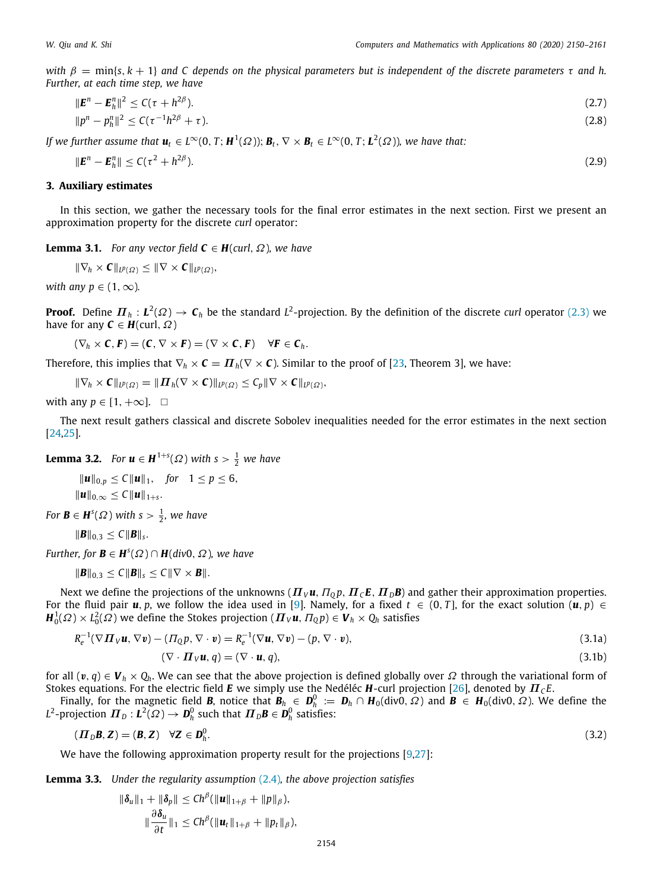*with $\beta = \min\{s, k+1\}$ and $C$ depends on the physical parameters but is independent of the discrete parameters $\tau$ and $h$. Further, at each time step, we have*

$$\|\boldsymbol{E}^n - \boldsymbol{E}_h^n\|^2 \le C(\tau + h^{2\beta}). \tag{2.7}$$

$$\|p^n - p_h^n\|^2 \le C(\tau^{-1}h^{2\beta} + \tau). \tag{2.8}$$

*If we further assume that $\boldsymbol{u}_t \in L^\infty(0,T;\boldsymbol{H}^1(\Omega))$; $\boldsymbol{B}_t$, $\nabla\times\boldsymbol{B}_t \in L^\infty(0,T;\boldsymbol{L}^2(\Omega))$, we have that:*

$$\|\boldsymbol{E}^n - \boldsymbol{E}_h^n\| \le C(\tau^2 + h^{2\beta}). \tag{2.9}$$

## 3. Auxiliary estimates

In this section, we gather the necessary tools for the final error estimates in the next section. First we present an approximation property for the discrete *curl* operator:

**Lemma 3.1.** *For any vector field $\boldsymbol{C} \in \boldsymbol{H}(curl, \Omega)$, we have*

$$\|\nabla_h \times \boldsymbol{C}\|_{L^p(\Omega)} \le \|\nabla \times \boldsymbol{C}\|_{L^p(\Omega)},$$

*with any $p \in (1, \infty)$.*

**Proof.** Define $\boldsymbol{\Pi}_h : \boldsymbol{L}^2(\Omega) \to \boldsymbol{C}_h$ be the standard $L^2$-projection. By the definition of the discrete *curl* operator (2.3) we have for any $\boldsymbol{C} \in \boldsymbol{H}(curl, \Omega)$

$$(\nabla_h \times \boldsymbol{C}, \boldsymbol{F}) = (\boldsymbol{C}, \nabla\times\boldsymbol{F}) = (\nabla\times\boldsymbol{C}, \boldsymbol{F}) \quad \forall \boldsymbol{F} \in \boldsymbol{C}_h.$$

Therefore, this implies that $\nabla_h \times \boldsymbol{C} = \boldsymbol{\Pi}_h(\nabla\times\boldsymbol{C})$. Similar to the proof of [23, Theorem 3], we have:

$$\|\nabla_h \times \boldsymbol{C}\|_{L^p(\Omega)} = \|\boldsymbol{\Pi}_h(\nabla\times\boldsymbol{C})\|_{L^p(\Omega)} \le C_p\|\nabla\times\boldsymbol{C}\|_{L^p(\Omega)},$$

with any $p \in [1, +\infty]$. $\square$

The next result gathers classical and discrete Sobolev inequalities needed for the error estimates in the next section [24,25].

**Lemma 3.2.** *For $\boldsymbol{u} \in \boldsymbol{H}^{1+s}(\Omega)$ with $s > \frac{1}{2}$ we have*

$$\|\boldsymbol{u}\|_{0,p} \le C\|\boldsymbol{u}\|_1, \quad for \quad 1 \le p \le 6,$$
$$\|\boldsymbol{u}\|_{0,\infty} \le C\|\boldsymbol{u}\|_{1+s}.$$

*For $\boldsymbol{B} \in \boldsymbol{H}^s(\Omega)$ with $s > \frac{1}{2}$, we have*

$$\|\boldsymbol{B}\|_{0,3} \le C\|\boldsymbol{B}\|_s.$$

*Further, for $\boldsymbol{B} \in \boldsymbol{H}^s(\Omega) \cap \boldsymbol{H}(div0, \Omega)$, we have*

$$\|\boldsymbol{B}\|_{0,3} \le C\|\boldsymbol{B}\|_s \le C\|\nabla\times\boldsymbol{B}\|.$$

Next we define the projections of the unknowns $(\boldsymbol{\Pi}_V\boldsymbol{u}, \Pi_Q p, \boldsymbol{\Pi}_C\boldsymbol{E}, \boldsymbol{\Pi}_D\boldsymbol{B})$ and gather their approximation properties. For the fluid pair $\boldsymbol{u}, p$, we follow the idea used in [9]. Namely, for a fixed $t \in (0,T]$, for the exact solution $(\boldsymbol{u}, p) \in \boldsymbol{H}_0^1(\Omega) \times L_0^2(\Omega)$ we define the Stokes projection $(\boldsymbol{\Pi}_V\boldsymbol{u}, \Pi_Q p) \in \boldsymbol{V}_h \times Q_h$ satisfies

$$R_e^{-1}(\nabla\boldsymbol{\Pi}_V\boldsymbol{u}, \nabla\boldsymbol{v}) - (\Pi_Q p, \nabla\cdot\boldsymbol{v}) = R_e^{-1}(\nabla\boldsymbol{u}, \nabla\boldsymbol{v}) - (p, \nabla\cdot\boldsymbol{v}), \tag{3.1a}$$

$$(\nabla\cdot\boldsymbol{\Pi}_V\boldsymbol{u}, q) = (\nabla\cdot\boldsymbol{u}, q), \tag{3.1b}$$

for all $(\boldsymbol{v}, q) \in \boldsymbol{V}_h \times Q_h$. We can see that the above projection is defined globally over $\Omega$ through the variational form of Stokes equations. For the electric field $\boldsymbol{E}$ we simply use the Nedéléc $\boldsymbol{H}$-curl projection [26], denoted by $\boldsymbol{\Pi}_C E$.

Finally, for the magnetic field $\boldsymbol{B}$, notice that $\boldsymbol{B}_h \in \boldsymbol{D}_h^0 := \boldsymbol{D}_h \cap \boldsymbol{H}_0(\text{div}0, \Omega)$ and $\boldsymbol{B} \in \boldsymbol{H}_0(\text{div}0, \Omega)$. We define the $L^2$-projection $\boldsymbol{\Pi}_D : \boldsymbol{L}^2(\Omega) \to \boldsymbol{D}_h^0$ such that $\boldsymbol{\Pi}_D\boldsymbol{B} \in \boldsymbol{D}_h^0$ satisfies:

$$(\boldsymbol{\Pi}_D\boldsymbol{B}, \boldsymbol{Z}) = (\boldsymbol{B}, \boldsymbol{Z}) \quad \forall \boldsymbol{Z} \in \boldsymbol{D}_h^0. \tag{3.2}$$

We have the following approximation property result for the projections [9,27]:

**Lemma 3.3.** *Under the regularity assumption (2.4), the above projection satisfies*

$$\|\boldsymbol{\delta}_u\|_1 + \|\boldsymbol{\delta}_p\| \le Ch^\beta(\|\boldsymbol{u}\|_{1+\beta} + \|p\|_\beta),$$
$$\left\|\frac{\partial\boldsymbol{\delta}_u}{\partial t}\right\|_1 \le Ch^\beta(\|\boldsymbol{u}_t\|_{1+\beta} + \|p_t\|_\beta),$$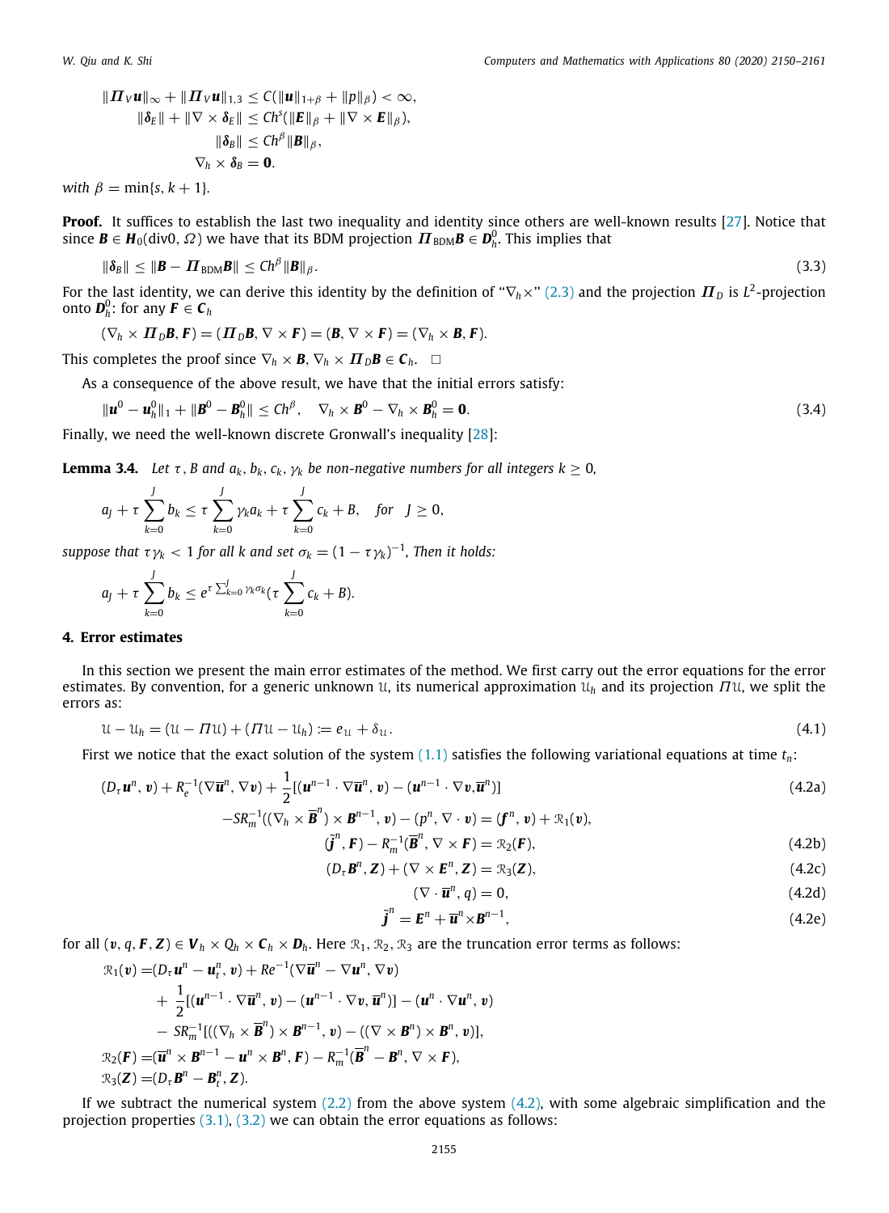$$
\begin{aligned}
\|\boldsymbol{\Pi}_V \boldsymbol{u}\|_\infty + \|\boldsymbol{\Pi}_V \boldsymbol{u}\|_{1,3} &\le C(\|\boldsymbol{u}\|_{1+\beta} + \|p\|_\beta) < \infty,\\
\|\boldsymbol{\delta}_E\| + \|\nabla\times\boldsymbol{\delta}_E\| &\le Ch^s(\|\boldsymbol{E}\|_\beta + \|\nabla\times\boldsymbol{E}\|_\beta),\\
\|\boldsymbol{\delta}_B\| &\le Ch^\beta\|\boldsymbol{B}\|_\beta,\\
\nabla_h\times\boldsymbol{\delta}_B &= \boldsymbol{0}.
\end{aligned}
$$

*with* $\beta = \min\{s, k+1\}$.

**Proof.** It suffices to establish the last two inequality and identity since others are well-known results [27]. Notice that since $\boldsymbol{B} \in \boldsymbol{H}_0(\mathrm{div}0, \Omega)$ we have that its BDM projection $\boldsymbol{\Pi}_{\mathrm{BDM}}\boldsymbol{B} \in \boldsymbol{D}_h^0$. This implies that

$$
\|\boldsymbol{\delta}_B\| \le \|\boldsymbol{B} - \boldsymbol{\Pi}_{\mathrm{BDM}}\boldsymbol{B}\| \le Ch^\beta\|\boldsymbol{B}\|_\beta. \tag{3.3}
$$

For the last identity, we can derive this identity by the definition of "$\nabla_h\times$" (2.3) and the projection $\boldsymbol{\Pi}_D$ is $L^2$-projection onto $\boldsymbol{D}_h^0$: for any $\boldsymbol{F} \in \boldsymbol{C}_h$

$$
(\nabla_h\times\boldsymbol{\Pi}_D\boldsymbol{B}, \boldsymbol{F}) = (\boldsymbol{\Pi}_D\boldsymbol{B}, \nabla\times\boldsymbol{F}) = (\boldsymbol{B}, \nabla\times\boldsymbol{F}) = (\nabla_h\times\boldsymbol{B}, \boldsymbol{F}).
$$

This completes the proof since $\nabla_h\times\boldsymbol{B}, \nabla_h\times\boldsymbol{\Pi}_D\boldsymbol{B} \in \boldsymbol{C}_h$. $\square$

As a consequence of the above result, we have that the initial errors satisfy:

$$
\|\boldsymbol{u}^0 - \boldsymbol{u}_h^0\|_1 + \|\boldsymbol{B}^0 - \boldsymbol{B}_h^0\| \le Ch^\beta, \quad \nabla_h\times\boldsymbol{B}^0 - \nabla_h\times\boldsymbol{B}_h^0 = \boldsymbol{0}. \tag{3.4}
$$

Finally, we need the well-known discrete Gronwall's inequality [28]:

**Lemma 3.4.** *Let $\tau$, $B$ and $a_k, b_k, c_k, \gamma_k$ be non-negative numbers for all integers $k \ge 0$,*

$$
a_J + \tau\sum_{k=0}^{J} b_k \le \tau\sum_{k=0}^{J}\gamma_k a_k + \tau\sum_{k=0}^{J} c_k + B, \quad \text{for} \quad J \ge 0,
$$

*suppose that $\tau\gamma_k < 1$ for all $k$ and set $\sigma_k = (1-\tau\gamma_k)^{-1}$, Then it holds:*

$$
a_J + \tau\sum_{k=0}^{J} b_k \le e^{\tau\sum_{k=0}^{J}\gamma_k\sigma_k}\left(\tau\sum_{k=0}^{J} c_k + B\right).
$$

## 4. Error estimates

In this section we present the main error estimates of the method. We first carry out the error equations for the error estimates. By convention, for a generic unknown $\mathcal{U}$, its numerical approximation $\mathcal{U}_h$ and its projection $\Pi\mathcal{U}$, we split the errors as:

$$
\mathcal{U} - \mathcal{U}_h = (\mathcal{U} - \Pi\mathcal{U}) + (\Pi\mathcal{U} - \mathcal{U}_h) := e_{\mathcal{U}} + \delta_{\mathcal{U}}. \tag{4.1}
$$

First we notice that the exact solution of the system (1.1) satisfies the following variational equations at time $t_n$:

$$
\begin{aligned}
(D_\tau\boldsymbol{u}^n, \boldsymbol{v}) + R_e^{-1}(\nabla\overline{\boldsymbol{u}}^n, \nabla\boldsymbol{v}) + \frac{1}{2}[(\boldsymbol{u}^{n-1}\cdot\nabla\overline{\boldsymbol{u}}^n, \boldsymbol{v}) - (\boldsymbol{u}^{n-1}\cdot\nabla\boldsymbol{v}, \overline{\boldsymbol{u}}^n)]& \qquad (4.2a)\\
-SR_m^{-1}((\nabla_h\times\overline{\boldsymbol{B}}^n)\times\boldsymbol{B}^{n-1}, \boldsymbol{v}) - (p^n, \nabla\cdot\boldsymbol{v}) = (\boldsymbol{f}^n, \boldsymbol{v}) + \mathcal{R}_1(\boldsymbol{v}),&\\
(\tilde{\boldsymbol{j}}^n, \boldsymbol{F}) - R_m^{-1}(\overline{\boldsymbol{B}}^n, \nabla\times\boldsymbol{F}) = \mathcal{R}_2(\boldsymbol{F}),& \qquad (4.2b)\\
(D_\tau\boldsymbol{B}^n, \boldsymbol{Z}) + (\nabla\times\boldsymbol{E}^n, \boldsymbol{Z}) = \mathcal{R}_3(\boldsymbol{Z}),& \qquad (4.2c)\\
(\nabla\cdot\overline{\boldsymbol{u}}^n, q) = 0,& \qquad (4.2d)\\
\tilde{\boldsymbol{j}}^n = \boldsymbol{E}^n + \overline{\boldsymbol{u}}^n\times\boldsymbol{B}^{n-1},& \qquad (4.2e)
\end{aligned}
$$

for all $(\boldsymbol{v}, q, \boldsymbol{F}, \boldsymbol{Z}) \in \boldsymbol{V}_h \times Q_h \times \boldsymbol{C}_h \times \boldsymbol{D}_h$. Here $\mathcal{R}_1, \mathcal{R}_2, \mathcal{R}_3$ are the truncation error terms as follows:

$$
\begin{aligned}
\mathcal{R}_1(\boldsymbol{v}) =& (D_\tau\boldsymbol{u}^n - \boldsymbol{u}_t^n, \boldsymbol{v}) + Re^{-1}(\nabla\overline{\boldsymbol{u}}^n - \nabla\boldsymbol{u}^n, \nabla\boldsymbol{v})\\
&+ \frac{1}{2}[(\boldsymbol{u}^{n-1}\cdot\nabla\overline{\boldsymbol{u}}^n, \boldsymbol{v}) - (\boldsymbol{u}^{n-1}\cdot\nabla\boldsymbol{v}, \overline{\boldsymbol{u}}^n)] - (\boldsymbol{u}^n\cdot\nabla\boldsymbol{u}^n, \boldsymbol{v})\\
&- SR_m^{-1}[((\nabla_h\times\overline{\boldsymbol{B}}^n)\times\boldsymbol{B}^{n-1}, \boldsymbol{v}) - ((\nabla\times\boldsymbol{B}^n)\times\boldsymbol{B}^n, \boldsymbol{v})],\\
\mathcal{R}_2(\boldsymbol{F}) =& (\overline{\boldsymbol{u}}^n\times\boldsymbol{B}^{n-1} - \boldsymbol{u}^n\times\boldsymbol{B}^n, \boldsymbol{F}) - R_m^{-1}(\overline{\boldsymbol{B}}^n - \boldsymbol{B}^n, \nabla\times\boldsymbol{F}),\\
\mathcal{R}_3(\boldsymbol{Z}) =& (D_\tau\boldsymbol{B}^n - \boldsymbol{B}_t^n, \boldsymbol{Z}).
\end{aligned}
$$

If we subtract the numerical system (2.2) from the above system (4.2), with some algebraic simplification and the projection properties (3.1), (3.2) we can obtain the error equations as follows: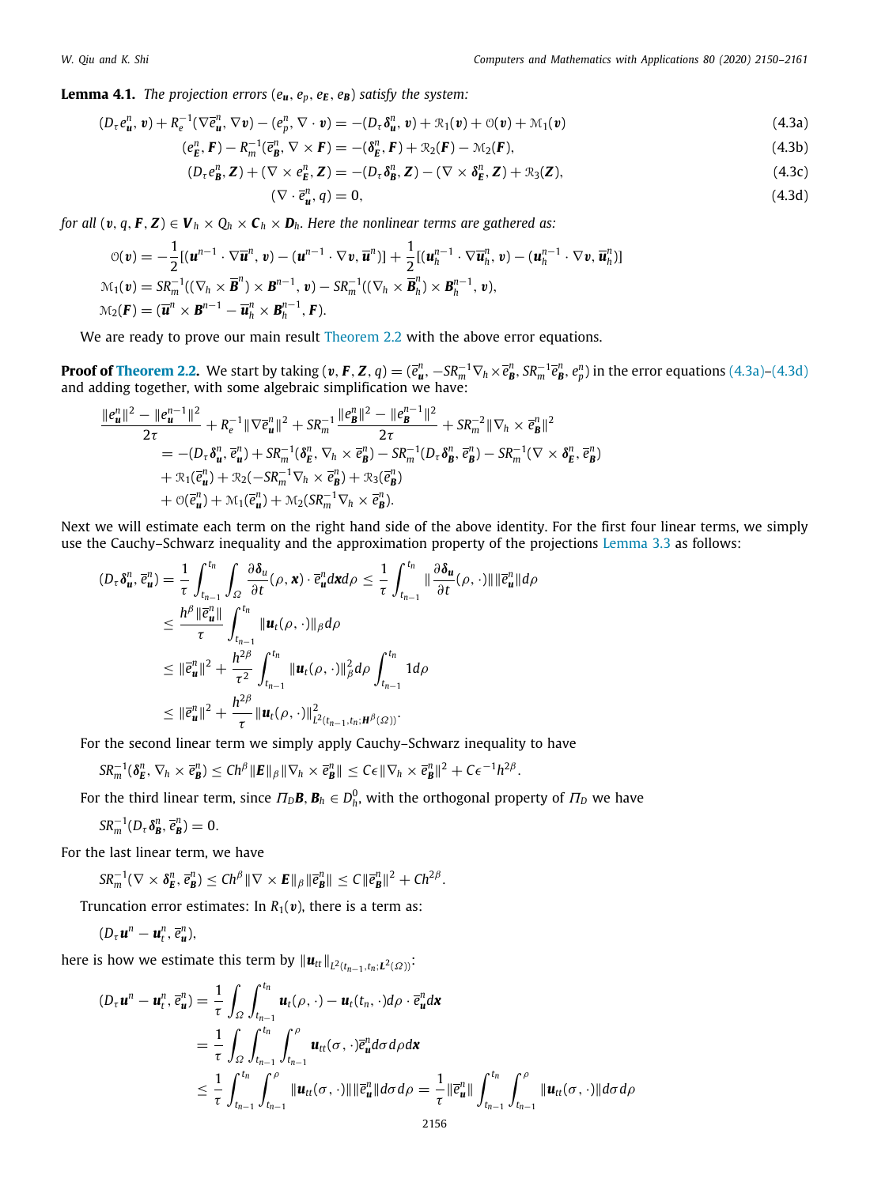**Lemma 4.1.** *The projection errors* $(e_{\boldsymbol{u}}, e_p, e_{\boldsymbol{E}}, e_{\boldsymbol{B}})$ *satisfy the system:*

$$(D_\tau e_{\boldsymbol{u}}^n, \boldsymbol{v}) + R_e^{-1}(\nabla \overline{e}_{\boldsymbol{u}}^n, \nabla \boldsymbol{v}) - (e_p^n, \nabla \cdot \boldsymbol{v}) = -(D_\tau \boldsymbol{\delta}_{\boldsymbol{u}}^n, \boldsymbol{v}) + \mathcal{R}_1(\boldsymbol{v}) + \mathcal{O}(\boldsymbol{v}) + \mathcal{M}_1(\boldsymbol{v}) \tag{4.3a}$$

$$(e_{\boldsymbol{E}}^n, \boldsymbol{F}) - R_m^{-1}(\overline{e}_{\boldsymbol{B}}^n, \nabla \times \boldsymbol{F}) = -(\boldsymbol{\delta}_{\boldsymbol{E}}^n, \boldsymbol{F}) + \mathcal{R}_2(\boldsymbol{F}) - \mathcal{M}_2(\boldsymbol{F}), \tag{4.3b}$$

$$(D_\tau e_{\boldsymbol{B}}^n, \boldsymbol{Z}) + (\nabla \times e_{\boldsymbol{E}}^n, \boldsymbol{Z}) = -(D_\tau \boldsymbol{\delta}_{\boldsymbol{B}}^n, \boldsymbol{Z}) - (\nabla \times \boldsymbol{\delta}_{\boldsymbol{E}}^n, \boldsymbol{Z}) + \mathcal{R}_3(\boldsymbol{Z}), \tag{4.3c}$$

$$(\nabla \cdot \overline{e}_{\boldsymbol{u}}^n, q) = 0, \tag{4.3d}$$

*for all* $(\boldsymbol{v}, q, \boldsymbol{F}, \boldsymbol{Z}) \in \boldsymbol{V}_h \times Q_h \times \boldsymbol{C}_h \times \boldsymbol{D}_h$. *Here the nonlinear terms are gathered as:*

$$\mathcal{O}(\boldsymbol{v}) = -\frac{1}{2}[(\boldsymbol{u}^{n-1} \cdot \nabla \overline{\boldsymbol{u}}^n, \boldsymbol{v}) - (\boldsymbol{u}^{n-1} \cdot \nabla \boldsymbol{v}, \overline{\boldsymbol{u}}^n)] + \frac{1}{2}[(\boldsymbol{u}_h^{n-1} \cdot \nabla \overline{\boldsymbol{u}}_h^n, \boldsymbol{v}) - (\boldsymbol{u}_h^{n-1} \cdot \nabla \boldsymbol{v}, \overline{\boldsymbol{u}}_h^n)]$$

$$\mathcal{M}_1(\boldsymbol{v}) = SR_m^{-1}((\nabla_h \times \overline{\boldsymbol{B}}^n) \times \boldsymbol{B}^{n-1}, \boldsymbol{v}) - SR_m^{-1}((\nabla_h \times \overline{\boldsymbol{B}}_h^n) \times \boldsymbol{B}_h^{n-1}, \boldsymbol{v}),$$

$$\mathcal{M}_2(\boldsymbol{F}) = (\overline{\boldsymbol{u}}^n \times \boldsymbol{B}^{n-1} - \overline{\boldsymbol{u}}_h^n \times \boldsymbol{B}_h^{n-1}, \boldsymbol{F}).$$

We are ready to prove our main result Theorem 2.2 with the above error equations.

**Proof of Theorem 2.2.** We start by taking $(\boldsymbol{v}, \boldsymbol{F}, \boldsymbol{Z}, q) = (\overline{e}_{\boldsymbol{u}}^n, -SR_m^{-1}\nabla_h \times \overline{e}_{\boldsymbol{B}}^n, SR_m^{-1}\overline{e}_{\boldsymbol{B}}^n, e_p^n)$ in the error equations (4.3a)–(4.3d) and adding together, with some algebraic simplification we have:

$$\begin{aligned}
\frac{\|e_{\boldsymbol{u}}^n\|^2 - \|e_{\boldsymbol{u}}^{n-1}\|^2}{2\tau} &+ R_e^{-1}\|\nabla \overline{e}_{\boldsymbol{u}}^n\|^2 + SR_m^{-1}\frac{\|e_{\boldsymbol{B}}^n\|^2 - \|e_{\boldsymbol{B}}^{n-1}\|^2}{2\tau} + SR_m^{-2}\|\nabla_h \times \overline{e}_{\boldsymbol{B}}^n\|^2 \\
&= -(D_\tau \boldsymbol{\delta}_{\boldsymbol{u}}^n, \overline{e}_{\boldsymbol{u}}^n) + SR_m^{-1}(\boldsymbol{\delta}_{\boldsymbol{E}}^n, \nabla_h \times \overline{e}_{\boldsymbol{B}}^n) - SR_m^{-1}(D_\tau \boldsymbol{\delta}_{\boldsymbol{B}}^n, \overline{e}_{\boldsymbol{B}}^n) - SR_m^{-1}(\nabla \times \boldsymbol{\delta}_{\boldsymbol{E}}^n, \overline{e}_{\boldsymbol{B}}^n) \\
&\quad + \mathcal{R}_1(\overline{e}_{\boldsymbol{u}}^n) + \mathcal{R}_2(-SR_m^{-1}\nabla_h \times \overline{e}_{\boldsymbol{B}}^n) + \mathcal{R}_3(\overline{e}_{\boldsymbol{B}}^n) \\
&\quad + \mathcal{O}(\overline{e}_{\boldsymbol{u}}^n) + \mathcal{M}_1(\overline{e}_{\boldsymbol{u}}^n) + \mathcal{M}_2(SR_m^{-1}\nabla_h \times \overline{e}_{\boldsymbol{B}}^n).
\end{aligned}$$

Next we will estimate each term on the right hand side of the above identity. For the first four linear terms, we simply use the Cauchy–Schwarz inequality and the approximation property of the projections Lemma 3.3 as follows:

$$\begin{aligned}
(D_\tau \boldsymbol{\delta}_{\boldsymbol{u}}^n, \overline{e}_{\boldsymbol{u}}^n) &= \frac{1}{\tau}\int_{t_{n-1}}^{t_n}\int_\Omega \frac{\partial \boldsymbol{\delta}_{\boldsymbol{u}}}{\partial t}(\rho, \boldsymbol{x}) \cdot \overline{e}_{\boldsymbol{u}}^n d\boldsymbol{x} d\rho \le \frac{1}{\tau}\int_{t_{n-1}}^{t_n} \|\frac{\partial \boldsymbol{\delta}_{\boldsymbol{u}}}{\partial t}(\rho, \cdot)\|\|\overline{e}_{\boldsymbol{u}}^n\| d\rho \\
&\le \frac{h^\beta \|\overline{e}_{\boldsymbol{u}}^n\|}{\tau}\int_{t_{n-1}}^{t_n} \|\boldsymbol{u}_t(\rho, \cdot)\|_\beta d\rho \\
&\le \|\overline{e}_{\boldsymbol{u}}^n\|^2 + \frac{h^{2\beta}}{\tau^2}\int_{t_{n-1}}^{t_n} \|\boldsymbol{u}_t(\rho, \cdot)\|_\beta^2 d\rho \int_{t_{n-1}}^{t_n} 1 d\rho \\
&\le \|\overline{e}_{\boldsymbol{u}}^n\|^2 + \frac{h^{2\beta}}{\tau}\|\boldsymbol{u}_t(\rho, \cdot)\|_{L^2(t_{n-1}, t_n; \boldsymbol{H}^\beta(\Omega))}^2.
\end{aligned}$$

For the second linear term we simply apply Cauchy–Schwarz inequality to have

$$SR_m^{-1}(\boldsymbol{\delta}_{\boldsymbol{E}}^n, \nabla_h \times \overline{e}_{\boldsymbol{B}}^n) \le Ch^\beta \|\boldsymbol{E}\|_\beta \|\nabla_h \times \overline{e}_{\boldsymbol{B}}^n\| \le C\epsilon\|\nabla_h \times \overline{e}_{\boldsymbol{B}}^n\|^2 + C\epsilon^{-1}h^{2\beta}.$$

For the third linear term, since $\Pi_D \boldsymbol{B}, \boldsymbol{B}_h \in D_h^0$, with the orthogonal property of $\Pi_D$ we have

$$SR_m^{-1}(D_\tau \boldsymbol{\delta}_{\boldsymbol{B}}^n, \overline{e}_{\boldsymbol{B}}^n) = 0.$$

For the last linear term, we have

$$SR_m^{-1}(\nabla \times \boldsymbol{\delta}_{\boldsymbol{E}}^n, \overline{e}_{\boldsymbol{B}}^n) \le Ch^\beta \|\nabla \times \boldsymbol{E}\|_\beta \|\overline{e}_{\boldsymbol{B}}^n\| \le C\|\overline{e}_{\boldsymbol{B}}^n\|^2 + Ch^{2\beta}.$$

Truncation error estimates: In $R_1(\boldsymbol{v})$, there is a term as:

$$(D_\tau \boldsymbol{u}^n - \boldsymbol{u}_t^n, \overline{e}_{\boldsymbol{u}}^n),$$

here is how we estimate this term by $\|\boldsymbol{u}_{tt}\|_{L^2(t_{n-1}, t_n; \boldsymbol{L}^2(\Omega))}$:

$$\begin{aligned}
(D_\tau \boldsymbol{u}^n - \boldsymbol{u}_t^n, \overline{e}_{\boldsymbol{u}}^n) &= \frac{1}{\tau}\int_\Omega \int_{t_{n-1}}^{t_n} \boldsymbol{u}_t(\rho, \cdot) - \boldsymbol{u}_t(t_n, \cdot) d\rho \cdot \overline{e}_{\boldsymbol{u}}^n d\boldsymbol{x} \\
&= \frac{1}{\tau}\int_\Omega \int_{t_{n-1}}^{t_n}\int_{t_{n-1}}^{\rho} \boldsymbol{u}_{tt}(\sigma, \cdot)\overline{e}_{\boldsymbol{u}}^n d\sigma d\rho d\boldsymbol{x} \\
&\le \frac{1}{\tau}\int_{t_{n-1}}^{t_n}\int_{t_{n-1}}^{\rho} \|\boldsymbol{u}_{tt}(\sigma, \cdot)\|\|\overline{e}_{\boldsymbol{u}}^n\| d\sigma d\rho = \frac{1}{\tau}\|\overline{e}_{\boldsymbol{u}}^n\|\int_{t_{n-1}}^{t_n}\int_{t_{n-1}}^{\rho} \|\boldsymbol{u}_{tt}(\sigma, \cdot)\| d\sigma d\rho
\end{aligned}$$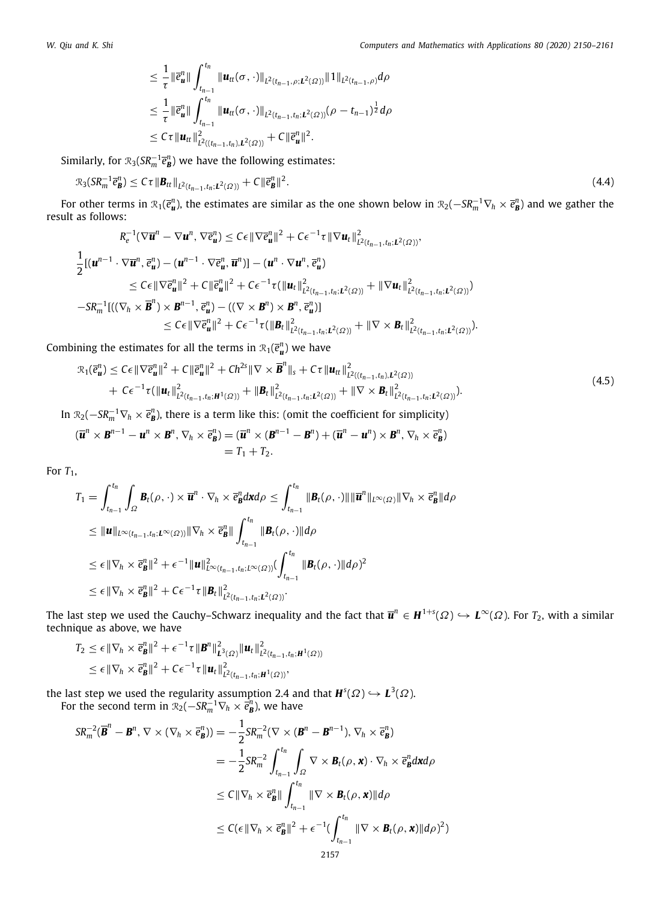$$
\begin{aligned}
&\le \frac{1}{\tau}\|\overline{e}_{\boldsymbol{u}}^n\| \int_{t_{n-1}}^{t_n} \|\boldsymbol{u}_{tt}(\sigma,\cdot)\|_{L^2(t_{n-1},\rho;\boldsymbol{L}^2(\Omega))}\|1\|_{L^2(t_{n-1},\rho)} d\rho \\
&\le \frac{1}{\tau}\|\overline{e}_{\boldsymbol{u}}^n\| \int_{t_{n-1}}^{t_n} \|\boldsymbol{u}_{tt}(\sigma,\cdot)\|_{L^2(t_{n-1},t_n;\boldsymbol{L}^2(\Omega))}(\rho - t_{n-1})^{\frac{1}{2}} d\rho \\
&\le C\tau\|\boldsymbol{u}_{tt}\|^2_{L^2((t_{n-1},t_n),\boldsymbol{L}^2(\Omega))} + C\|\overline{e}_{\boldsymbol{u}}^n\|^2.
\end{aligned}
$$

Similarly, for $\mathcal{R}_3(SR_m^{-1}\overline{e}_{\boldsymbol{B}}^n)$ we have the following estimates:

$$
\mathcal{R}_3(SR_m^{-1}\overline{e}_{\boldsymbol{B}}^n) \le C\tau\|\boldsymbol{B}_{tt}\|_{L^2(t_{n-1},t_n;\boldsymbol{L}^2(\Omega))} + C\|\overline{e}_{\boldsymbol{B}}^n\|^2. \tag{4.4}
$$

For other terms in $\mathcal{R}_1(\overline{e}_{\boldsymbol{u}}^n)$, the estimates are similar as the one shown below in $\mathcal{R}_2(-SR_m^{-1}\nabla_h \times \overline{e}_{\boldsymbol{B}}^n)$ and we gather the result as follows:

$$
\begin{aligned}
&R_e^{-1}(\nabla\overline{\boldsymbol{u}}^n - \nabla\boldsymbol{u}^n, \nabla\overline{e}_{\boldsymbol{u}}^n) \le C\epsilon\|\nabla\overline{e}_{\boldsymbol{u}}^n\|^2 + C\epsilon^{-1}\tau\|\nabla\boldsymbol{u}_t\|^2_{L^2(t_{n-1},t_n;\boldsymbol{L}^2(\Omega))}, \\
&\frac{1}{2}[(\boldsymbol{u}^{n-1}\cdot\nabla\overline{\boldsymbol{u}}^n, \overline{e}_{\boldsymbol{u}}^n) - (\boldsymbol{u}^{n-1}\cdot\nabla\overline{e}_{\boldsymbol{u}}^n, \overline{\boldsymbol{u}}^n)] - (\boldsymbol{u}^n\cdot\nabla\boldsymbol{u}^n, \overline{e}_{\boldsymbol{u}}^n) \\
&\qquad \le C\epsilon\|\nabla\overline{e}_{\boldsymbol{u}}^n\|^2 + C\|\overline{e}_{\boldsymbol{u}}^n\|^2 + C\epsilon^{-1}\tau(\|\boldsymbol{u}_t\|^2_{L^2(t_{n-1},t_n;\boldsymbol{L}^2(\Omega))} + \|\nabla\boldsymbol{u}_t\|^2_{L^2(t_{n-1},t_n;\boldsymbol{L}^2(\Omega))}) \\
&-SR_m^{-1}[((\nabla_h\times\overline{\boldsymbol{B}}^n)\times\boldsymbol{B}^{n-1}, \overline{e}_{\boldsymbol{u}}^n) - ((\nabla\times\boldsymbol{B}^n)\times\boldsymbol{B}^n, \overline{e}_{\boldsymbol{u}}^n)] \\
&\qquad\qquad \le C\epsilon\|\nabla\overline{e}_{\boldsymbol{u}}^n\|^2 + C\epsilon^{-1}\tau(\|\boldsymbol{B}_t\|^2_{L^2(t_{n-1},t_n;\boldsymbol{L}^2(\Omega))} + \|\nabla\times\boldsymbol{B}_t\|^2_{L^2(t_{n-1},t_n;\boldsymbol{L}^2(\Omega))}).
\end{aligned}
$$

Combining the estimates for all the terms in $\mathcal{R}_1(\overline{e}_{\boldsymbol{u}}^n)$ we have

$$
\begin{aligned}
\mathcal{R}_1(\overline{e}_{\boldsymbol{u}}^n) &\le C\epsilon\|\nabla\overline{e}_{\boldsymbol{u}}^n\|^2 + C\|\overline{e}_{\boldsymbol{u}}^n\|^2 + Ch^{2s}\|\nabla\times\overline{\boldsymbol{B}}^n\|_s + C\tau\|\boldsymbol{u}_{tt}\|^2_{L^2((t_{n-1},t_n),\boldsymbol{L}^2(\Omega))} \\
&+ C\epsilon^{-1}\tau(\|\boldsymbol{u}_t\|^2_{L^2(t_{n-1},t_n;\boldsymbol{H}^1(\Omega))} + \|\boldsymbol{B}_t\|^2_{L^2(t_{n-1},t_n;\boldsymbol{L}^2(\Omega))} + \|\nabla\times\boldsymbol{B}_t\|^2_{L^2(t_{n-1},t_n;\boldsymbol{L}^2(\Omega))}).
\end{aligned} \tag{4.5}
$$

In $\mathcal{R}_2(-SR_m^{-1}\nabla_h\times\overline{e}_{\boldsymbol{B}}^n)$, there is a term like this: (omit the coefficient for simplicity)

$$
\begin{aligned}
(\overline{\boldsymbol{u}}^n\times\boldsymbol{B}^{n-1} - \boldsymbol{u}^n\times\boldsymbol{B}^n, \nabla_h\times\overline{e}_{\boldsymbol{B}}^n) &= (\overline{\boldsymbol{u}}^n\times(\boldsymbol{B}^{n-1} - \boldsymbol{B}^n) + (\overline{\boldsymbol{u}}^n - \boldsymbol{u}^n)\times\boldsymbol{B}^n, \nabla_h\times\overline{e}_{\boldsymbol{B}}^n) \\
&= T_1 + T_2.
\end{aligned}
$$

For $T_1$,

$$
\begin{aligned}
T_1 &= \int_{t_{n-1}}^{t_n}\int_\Omega \boldsymbol{B}_t(\rho,\cdot)\times\overline{\boldsymbol{u}}^n\cdot\nabla_h\times\overline{e}_{\boldsymbol{B}}^n d\boldsymbol{x}d\rho \le \int_{t_{n-1}}^{t_n}\|\boldsymbol{B}_t(\rho,\cdot)\|\|\overline{\boldsymbol{u}}^n\|_{L^\infty(\Omega)}\|\nabla_h\times\overline{e}_{\boldsymbol{B}}^n\|d\rho \\
&\le \|\boldsymbol{u}\|_{L^\infty(t_{n-1},t_n;\boldsymbol{L}^\infty(\Omega))}\|\nabla_h\times\overline{e}_{\boldsymbol{B}}^n\|\int_{t_{n-1}}^{t_n}\|\boldsymbol{B}_t(\rho,\cdot)\|d\rho \\
&\le \epsilon\|\nabla_h\times\overline{e}_{\boldsymbol{B}}^n\|^2 + \epsilon^{-1}\|\boldsymbol{u}\|^2_{L^\infty(t_{n-1},t_n;L^\infty(\Omega))}\left(\int_{t_{n-1}}^{t_n}\|\boldsymbol{B}_t(\rho,\cdot)\|d\rho\right)^2 \\
&\le \epsilon\|\nabla_h\times\overline{e}_{\boldsymbol{B}}^n\|^2 + C\epsilon^{-1}\tau\|\boldsymbol{B}_t\|^2_{L^2(t_{n-1},t_n;\boldsymbol{L}^2(\Omega))}.
\end{aligned}
$$

The last step we used the Cauchy–Schwarz inequality and the fact that $\overline{\boldsymbol{u}}^n \in \boldsymbol{H}^{1+s}(\Omega) \hookrightarrow \boldsymbol{L}^\infty(\Omega)$. For $T_2$, with a similar technique as above, we have

$$
\begin{aligned}
T_2 &\le \epsilon\|\nabla_h\times\overline{e}_{\boldsymbol{B}}^n\|^2 + \epsilon^{-1}\tau\|\boldsymbol{B}^n\|^2_{\boldsymbol{L}^3(\Omega)}\|\boldsymbol{u}_t\|^2_{L^2(t_{n-1},t_n;\boldsymbol{H}^1(\Omega))} \\
&\le \epsilon\|\nabla_h\times\overline{e}_{\boldsymbol{B}}^n\|^2 + C\epsilon^{-1}\tau\|\boldsymbol{u}_t\|^2_{L^2(t_{n-1},t_n;\boldsymbol{H}^1(\Omega))},
\end{aligned}
$$

the last step we used the regularity assumption 2.4 and that $\boldsymbol{H}^s(\Omega) \hookrightarrow \boldsymbol{L}^3(\Omega)$.

For the second term in $\mathcal{R}_2(-SR_m^{-1}\nabla_h\times\overline{e}_{\boldsymbol{B}}^n)$, we have

$$
\begin{aligned}
SR_m^{-2}(\overline{\boldsymbol{B}}^n - \boldsymbol{B}^n, \nabla\times(\nabla_h\times\overline{e}_{\boldsymbol{B}}^n)) &= -\frac{1}{2}SR_m^{-2}(\nabla\times(\boldsymbol{B}^n - \boldsymbol{B}^{n-1}), \nabla_h\times\overline{e}_{\boldsymbol{B}}^n) \\
&= -\frac{1}{2}SR_m^{-2}\int_{t_{n-1}}^{t_n}\int_\Omega \nabla\times\boldsymbol{B}_t(\rho,\boldsymbol{x})\cdot\nabla_h\times\overline{e}_{\boldsymbol{B}}^n d\boldsymbol{x}d\rho \\
&\le C\|\nabla_h\times\overline{e}_{\boldsymbol{B}}^n\|\int_{t_{n-1}}^{t_n}\|\nabla\times\boldsymbol{B}_t(\rho,\boldsymbol{x})\|d\rho \\
&\le C\left(\epsilon\|\nabla_h\times\overline{e}_{\boldsymbol{B}}^n\|^2 + \epsilon^{-1}\left(\int_{t_{n-1}}^{t_n}\|\nabla\times\boldsymbol{B}_t(\rho,\boldsymbol{x})\|d\rho\right)^2\right)
\end{aligned}
$$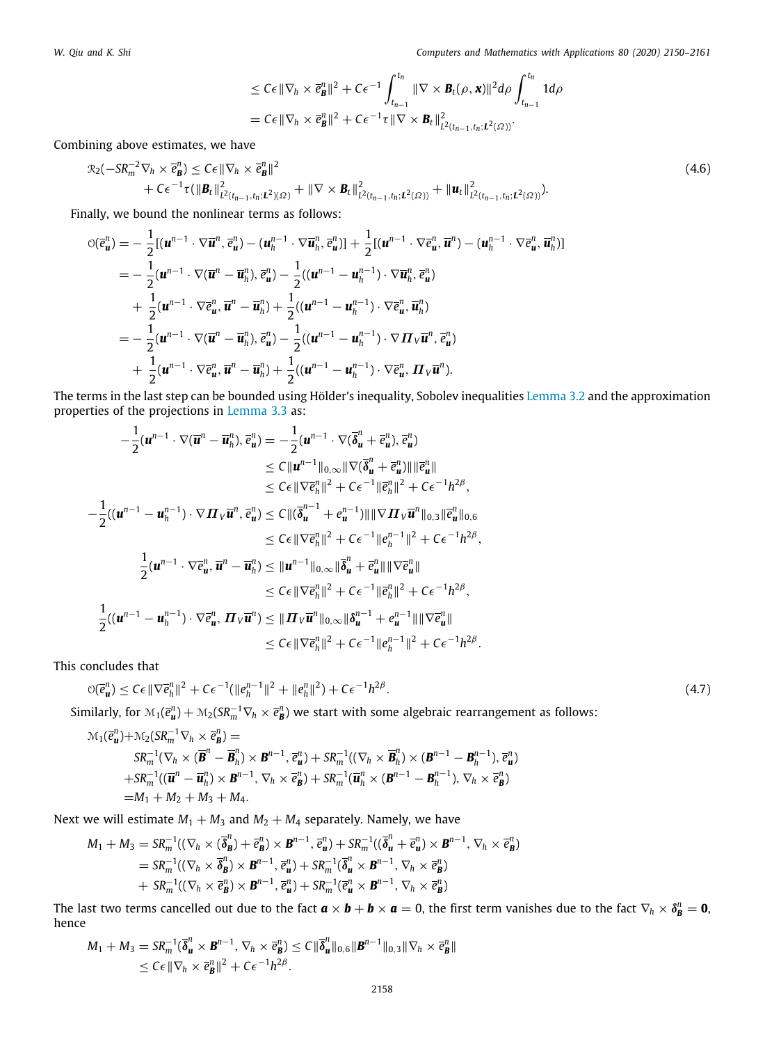$$
\begin{aligned}
&\le C\epsilon\|\nabla_h \times \overline{\boldsymbol{e}}_{\boldsymbol{B}}^n\|^2 + C\epsilon^{-1}\int_{t_{n-1}}^{t_n}\|\nabla\times \boldsymbol{B}_t(\rho,\boldsymbol{x})\|^2 d\rho\int_{t_{n-1}}^{t_n} 1 d\rho \\
&= C\epsilon\|\nabla_h \times \overline{\boldsymbol{e}}_{\boldsymbol{B}}^n\|^2 + C\epsilon^{-1}\tau\|\nabla\times \boldsymbol{B}_t\|^2_{L^2(t_{n-1},t_n;\boldsymbol{L}^2(\Omega))}.
\end{aligned}
$$

Combining above estimates, we have

$$
\begin{aligned}
\mathcal{R}_2(-SR_m^{-2}\nabla_h\times\overline{\boldsymbol{e}}_{\boldsymbol{B}}^n) \le\; & C\epsilon\|\nabla_h\times\overline{\boldsymbol{e}}_{\boldsymbol{B}}^n\|^2 \\
&+ C\epsilon^{-1}\tau(\|\boldsymbol{B}_t\|^2_{L^2(t_{n-1},t_n;\boldsymbol{L}^2)(\Omega)} + \|\nabla\times\boldsymbol{B}_t\|^2_{L^2(t_{n-1},t_n;\boldsymbol{L}^2(\Omega))} + \|\boldsymbol{u}_t\|^2_{L^2(t_{n-1},t_n;\boldsymbol{L}^2(\Omega))}).
\end{aligned}
\tag{4.6}
$$

Finally, we bound the nonlinear terms as follows:

$$
\begin{aligned}
\mathcal{O}(\overline{\boldsymbol{e}}_{\boldsymbol{u}}^n) &= -\frac{1}{2}[(\boldsymbol{u}^{n-1}\cdot\nabla\overline{\boldsymbol{u}}^n,\overline{\boldsymbol{e}}_{\boldsymbol{u}}^n) - (\boldsymbol{u}_h^{n-1}\cdot\nabla\overline{\boldsymbol{u}}_h^n,\overline{\boldsymbol{e}}_{\boldsymbol{u}}^n)] + \frac{1}{2}[(\boldsymbol{u}^{n-1}\cdot\nabla\overline{\boldsymbol{e}}_{\boldsymbol{u}}^n,\overline{\boldsymbol{u}}^n) - (\boldsymbol{u}_h^{n-1}\cdot\nabla\overline{\boldsymbol{e}}_{\boldsymbol{u}}^n,\overline{\boldsymbol{u}}_h^n)] \\
&= -\frac{1}{2}(\boldsymbol{u}^{n-1}\cdot\nabla(\overline{\boldsymbol{u}}^n-\overline{\boldsymbol{u}}_h^n),\overline{\boldsymbol{e}}_{\boldsymbol{u}}^n) - \frac{1}{2}((\boldsymbol{u}^{n-1}-\boldsymbol{u}_h^{n-1})\cdot\nabla\overline{\boldsymbol{u}}_h^n,\overline{\boldsymbol{e}}_{\boldsymbol{u}}^n) \\
&\quad + \frac{1}{2}(\boldsymbol{u}^{n-1}\cdot\nabla\overline{\boldsymbol{e}}_{\boldsymbol{u}}^n,\overline{\boldsymbol{u}}^n-\overline{\boldsymbol{u}}_h^n) + \frac{1}{2}((\boldsymbol{u}^{n-1}-\boldsymbol{u}_h^{n-1})\cdot\nabla\overline{\boldsymbol{e}}_{\boldsymbol{u}}^n,\overline{\boldsymbol{u}}_h^n) \\
&= -\frac{1}{2}(\boldsymbol{u}^{n-1}\cdot\nabla(\overline{\boldsymbol{u}}^n-\overline{\boldsymbol{u}}_h^n),\overline{\boldsymbol{e}}_{\boldsymbol{u}}^n) - \frac{1}{2}((\boldsymbol{u}^{n-1}-\boldsymbol{u}_h^{n-1})\cdot\nabla\boldsymbol{\Pi}_V\overline{\boldsymbol{u}}^n,\overline{\boldsymbol{e}}_{\boldsymbol{u}}^n) \\
&\quad + \frac{1}{2}(\boldsymbol{u}^{n-1}\cdot\nabla\overline{\boldsymbol{e}}_{\boldsymbol{u}}^n,\overline{\boldsymbol{u}}^n-\overline{\boldsymbol{u}}_h^n) + \frac{1}{2}((\boldsymbol{u}^{n-1}-\boldsymbol{u}_h^{n-1})\cdot\nabla\overline{\boldsymbol{e}}_{\boldsymbol{u}}^n,\boldsymbol{\Pi}_V\overline{\boldsymbol{u}}^n).
\end{aligned}
$$

The terms in the last step can be bounded using Hölder's inequality, Sobolev inequalities Lemma 3.2 and the approximation properties of the projections in Lemma 3.3 as:

$$
\begin{aligned}
-\frac{1}{2}(\boldsymbol{u}^{n-1}\cdot\nabla(\overline{\boldsymbol{u}}^n-\overline{\boldsymbol{u}}_h^n),\overline{\boldsymbol{e}}_{\boldsymbol{u}}^n) &= -\frac{1}{2}(\boldsymbol{u}^{n-1}\cdot\nabla(\overline{\boldsymbol{\delta}}_{\boldsymbol{u}}^n+\overline{\boldsymbol{e}}_{\boldsymbol{u}}^n),\overline{\boldsymbol{e}}_{\boldsymbol{u}}^n) \\
&\le C\|\boldsymbol{u}^{n-1}\|_{0,\infty}\|\nabla(\overline{\boldsymbol{\delta}}_{\boldsymbol{u}}^n+\overline{\boldsymbol{e}}_{\boldsymbol{u}}^n)\|\|\overline{\boldsymbol{e}}_{\boldsymbol{u}}^n\| \\
&\le C\epsilon\|\nabla\overline{e}_h^n\|^2 + C\epsilon^{-1}\|\overline{e}_h^n\|^2 + C\epsilon^{-1}h^{2\beta}, \\
-\frac{1}{2}((\boldsymbol{u}^{n-1}-\boldsymbol{u}_h^{n-1})\cdot\nabla\boldsymbol{\Pi}_V\overline{\boldsymbol{u}}^n,\overline{\boldsymbol{e}}_{\boldsymbol{u}}^n) &\le C\|(\overline{\boldsymbol{\delta}}_{\boldsymbol{u}}^{n-1}+e_{\boldsymbol{u}}^{n-1})\|\|\nabla\boldsymbol{\Pi}_V\overline{\boldsymbol{u}}^n\|_{0,3}\|\overline{\boldsymbol{e}}_{\boldsymbol{u}}^n\|_{0,6} \\
&\le C\epsilon\|\nabla\overline{e}_h^n\|^2 + C\epsilon^{-1}\|e_h^{n-1}\|^2 + C\epsilon^{-1}h^{2\beta}, \\
\frac{1}{2}(\boldsymbol{u}^{n-1}\cdot\nabla\overline{\boldsymbol{e}}_{\boldsymbol{u}}^n,\overline{\boldsymbol{u}}^n-\overline{\boldsymbol{u}}_h^n) &\le \|\boldsymbol{u}^{n-1}\|_{0,\infty}\|\overline{\boldsymbol{\delta}}_{\boldsymbol{u}}^n+\overline{\boldsymbol{e}}_{\boldsymbol{u}}^n\|\|\nabla\overline{\boldsymbol{e}}_{\boldsymbol{u}}^n\| \\
&\le C\epsilon\|\nabla\overline{e}_h^n\|^2 + C\epsilon^{-1}\|\overline{e}_h^n\|^2 + C\epsilon^{-1}h^{2\beta}, \\
\frac{1}{2}((\boldsymbol{u}^{n-1}-\boldsymbol{u}_h^{n-1})\cdot\nabla\overline{\boldsymbol{e}}_{\boldsymbol{u}}^n,\boldsymbol{\Pi}_V\overline{\boldsymbol{u}}^n) &\le \|\boldsymbol{\Pi}_V\overline{\boldsymbol{u}}^n\|_{0,\infty}\|\boldsymbol{\delta}_{\boldsymbol{u}}^{n-1}+e_{\boldsymbol{u}}^{n-1}\|\|\nabla\overline{\boldsymbol{e}}_{\boldsymbol{u}}^n\| \\
&\le C\epsilon\|\nabla\overline{e}_h^n\|^2 + C\epsilon^{-1}\|e_h^{n-1}\|^2 + C\epsilon^{-1}h^{2\beta}.
\end{aligned}
$$

This concludes that

$$
\mathcal{O}(\overline{\boldsymbol{e}}_{\boldsymbol{u}}^n) \le C\epsilon\|\nabla\overline{e}_h^n\|^2 + C\epsilon^{-1}(\|e_h^{n-1}\|^2 + \|e_h^n\|^2) + C\epsilon^{-1}h^{2\beta}. \tag{4.7}
$$

Similarly, for $\mathcal{M}_1(\overline{\boldsymbol{e}}_{\boldsymbol{u}}^n) + \mathcal{M}_2(SR_m^{-1}\nabla_h\times\overline{\boldsymbol{e}}_{\boldsymbol{B}}^n)$ we start with some algebraic rearrangement as follows:

$$
\begin{aligned}
\mathcal{M}_1(\overline{\boldsymbol{e}}_{\boldsymbol{u}}^n)+&\mathcal{M}_2(SR_m^{-1}\nabla_h\times\overline{\boldsymbol{e}}_{\boldsymbol{B}}^n) = \\
&SR_m^{-1}(\nabla_h\times(\overline{\boldsymbol{B}}^n-\overline{\boldsymbol{B}}_h^n)\times\boldsymbol{B}^{n-1},\overline{\boldsymbol{e}}_{\boldsymbol{u}}^n) + SR_m^{-1}((\nabla_h\times\overline{\boldsymbol{B}}_h^n)\times(\boldsymbol{B}^{n-1}-\boldsymbol{B}_h^{n-1}),\overline{\boldsymbol{e}}_{\boldsymbol{u}}^n) \\
&+SR_m^{-1}((\overline{\boldsymbol{u}}^n-\overline{\boldsymbol{u}}_h^n)\times\boldsymbol{B}^{n-1},\nabla_h\times\overline{\boldsymbol{e}}_{\boldsymbol{B}}^n) + SR_m^{-1}(\overline{\boldsymbol{u}}_h^n\times(\boldsymbol{B}^{n-1}-\boldsymbol{B}_h^{n-1}),\nabla_h\times\overline{\boldsymbol{e}}_{\boldsymbol{B}}^n) \\
&=M_1+M_2+M_3+M_4.
\end{aligned}
$$

Next we will estimate $M_1+M_3$ and $M_2+M_4$ separately. Namely, we have

$$
\begin{aligned}
M_1+M_3 &= SR_m^{-1}((\nabla_h\times(\overline{\boldsymbol{\delta}}_{\boldsymbol{B}}^n)+\overline{\boldsymbol{e}}_{\boldsymbol{B}}^n)\times\boldsymbol{B}^{n-1},\overline{\boldsymbol{e}}_{\boldsymbol{u}}^n) + SR_m^{-1}((\overline{\boldsymbol{\delta}}_{\boldsymbol{u}}^n+\overline{\boldsymbol{e}}_{\boldsymbol{u}}^n)\times\boldsymbol{B}^{n-1},\nabla_h\times\overline{\boldsymbol{e}}_{\boldsymbol{B}}^n) \\
&= SR_m^{-1}((\nabla_h\times\overline{\boldsymbol{\delta}}_{\boldsymbol{B}}^n)\times\boldsymbol{B}^{n-1},\overline{\boldsymbol{e}}_{\boldsymbol{u}}^n) + SR_m^{-1}(\overline{\boldsymbol{\delta}}_{\boldsymbol{u}}^n\times\boldsymbol{B}^{n-1},\nabla_h\times\overline{\boldsymbol{e}}_{\boldsymbol{B}}^n) \\
&\quad + SR_m^{-1}((\nabla_h\times\overline{\boldsymbol{e}}_{\boldsymbol{B}}^n)\times\boldsymbol{B}^{n-1},\overline{\boldsymbol{e}}_{\boldsymbol{u}}^n) + SR_m^{-1}(\overline{\boldsymbol{e}}_{\boldsymbol{u}}^n\times\boldsymbol{B}^{n-1},\nabla_h\times\overline{\boldsymbol{e}}_{\boldsymbol{B}}^n)
\end{aligned}
$$

The last two terms cancelled out due to the fact $\boldsymbol{a}\times\boldsymbol{b}+\boldsymbol{b}\times\boldsymbol{a}=0$, the first term vanishes due to the fact $\nabla_h\times\boldsymbol{\delta}_{\boldsymbol{B}}^n=\boldsymbol{0}$, hence

$$
\begin{aligned}
M_1+M_3 = SR_m^{-1}(\overline{\boldsymbol{\delta}}_{\boldsymbol{u}}^n\times\boldsymbol{B}^{n-1},\nabla_h\times\overline{\boldsymbol{e}}_{\boldsymbol{B}}^n) &\le C\|\overline{\boldsymbol{\delta}}_{\boldsymbol{u}}^n\|_{0,6}\|\boldsymbol{B}^{n-1}\|_{0,3}\|\nabla_h\times\overline{\boldsymbol{e}}_{\boldsymbol{B}}^n\| \\
&\le C\epsilon\|\nabla_h\times\overline{\boldsymbol{e}}_{\boldsymbol{B}}^n\|^2 + C\epsilon^{-1}h^{2\beta}.
\end{aligned}
$$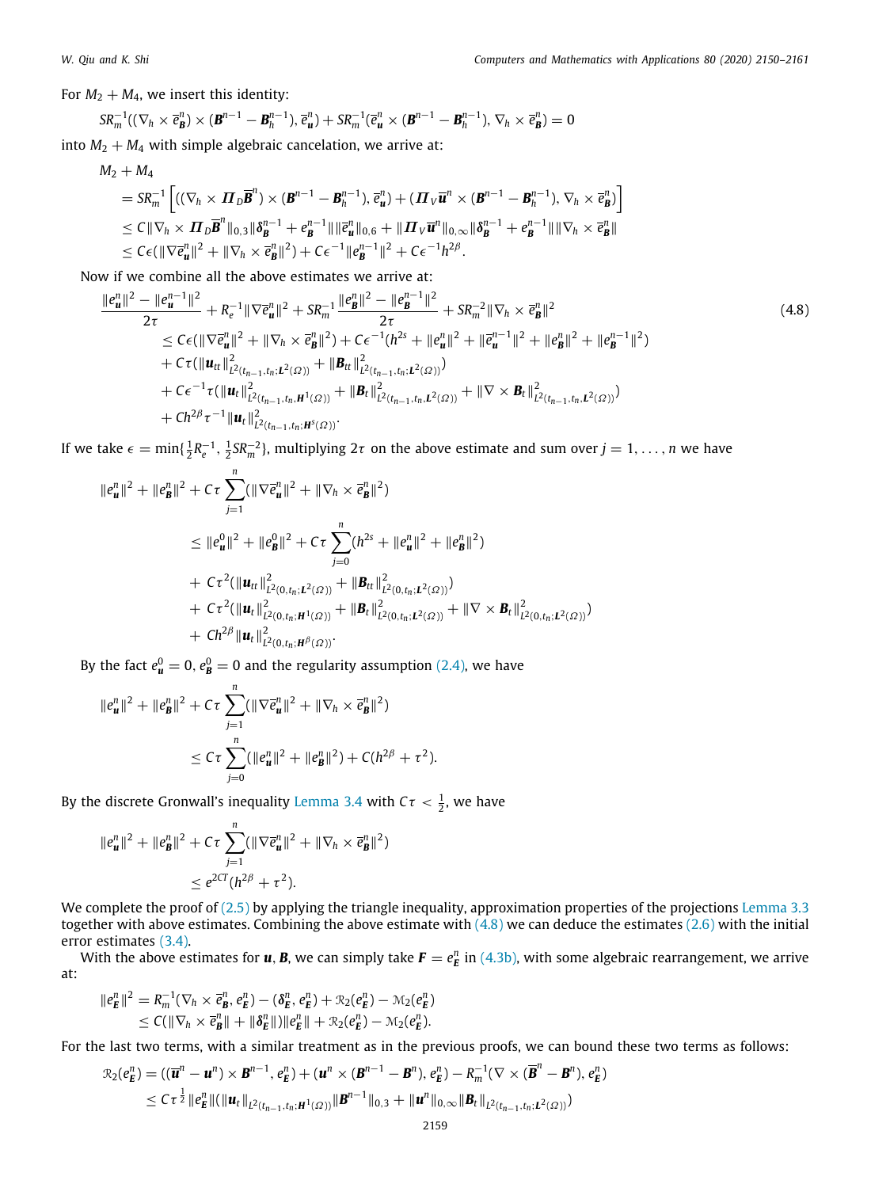For $M_2 + M_4$, we insert this identity:

$$SR_m^{-1}((\nabla_h \times \overline{e}_{\boldsymbol{B}}^n) \times (\boldsymbol{B}^{n-1} - \boldsymbol{B}_h^{n-1}), \overline{e}_{\boldsymbol{u}}^n) + SR_m^{-1}(\overline{e}_{\boldsymbol{u}}^n \times (\boldsymbol{B}^{n-1} - \boldsymbol{B}_h^{n-1}), \nabla_h \times \overline{e}_{\boldsymbol{B}}^n) = 0$$

into $M_2 + M_4$ with simple algebraic cancelation, we arrive at:

$$\begin{aligned}
&M_2 + M_4 \\
&= SR_m^{-1}\left[((\nabla_h \times \boldsymbol{\Pi}_D \overline{\boldsymbol{B}}^n) \times (\boldsymbol{B}^{n-1} - \boldsymbol{B}_h^{n-1}), \overline{e}_{\boldsymbol{u}}^n) + (\boldsymbol{\Pi}_V \overline{\boldsymbol{u}}^n \times (\boldsymbol{B}^{n-1} - \boldsymbol{B}_h^{n-1}), \nabla_h \times \overline{e}_{\boldsymbol{B}}^n)\right] \\
&\le C\|\nabla_h \times \boldsymbol{\Pi}_D \overline{\boldsymbol{B}}^n\|_{0,3}\|\boldsymbol{\delta}_{\boldsymbol{B}}^{n-1} + e_{\boldsymbol{B}}^{n-1}\|\|\overline{e}_{\boldsymbol{u}}^n\|_{0,6} + \|\boldsymbol{\Pi}_V \overline{\boldsymbol{u}}^n\|_{0,\infty}\|\boldsymbol{\delta}_{\boldsymbol{B}}^{n-1} + e_{\boldsymbol{B}}^{n-1}\|\|\nabla_h \times \overline{e}_{\boldsymbol{B}}^n\| \\
&\le C\epsilon(\|\nabla \overline{e}_{\boldsymbol{u}}^n\|^2 + \|\nabla_h \times \overline{e}_{\boldsymbol{B}}^n\|^2) + C\epsilon^{-1}\|e_{\boldsymbol{B}}^{n-1}\|^2 + C\epsilon^{-1}h^{2\beta}.
\end{aligned}$$

Now if we combine all the above estimates we arrive at:

$$\begin{aligned}
&\frac{\|e_{\boldsymbol{u}}^n\|^2 - \|e_{\boldsymbol{u}}^{n-1}\|^2}{2\tau} + R_e^{-1}\|\nabla \overline{e}_{\boldsymbol{u}}^n\|^2 + SR_m^{-1}\frac{\|e_{\boldsymbol{B}}^n\|^2 - \|e_{\boldsymbol{B}}^{n-1}\|^2}{2\tau} + SR_m^{-2}\|\nabla_h \times \overline{e}_{\boldsymbol{B}}^n\|^2 \\
&\quad \le C\epsilon(\|\nabla \overline{e}_{\boldsymbol{u}}^n\|^2 + \|\nabla_h \times \overline{e}_{\boldsymbol{B}}^n\|^2) + C\epsilon^{-1}(h^{2s} + \|e_{\boldsymbol{u}}^n\|^2 + \|\overline{e}_{\boldsymbol{u}}^{n-1}\|^2 + \|e_{\boldsymbol{B}}^n\|^2 + \|e_{\boldsymbol{B}}^{n-1}\|^2) \\
&\quad + C\tau(\|\boldsymbol{u}_{tt}\|^2_{L^2(t_{n-1},t_n;\boldsymbol{L}^2(\Omega))} + \|\boldsymbol{B}_{tt}\|^2_{L^2(t_{n-1},t_n;\boldsymbol{L}^2(\Omega))}) \\
&\quad + C\epsilon^{-1}\tau(\|\boldsymbol{u}_t\|^2_{L^2(t_{n-1},t_n,\boldsymbol{H}^1(\Omega))} + \|\boldsymbol{B}_t\|^2_{L^2(t_{n-1},t_n,\boldsymbol{L}^2(\Omega))} + \|\nabla \times \boldsymbol{B}_t\|^2_{L^2(t_{n-1},t_n,\boldsymbol{L}^2(\Omega))}) \\
&\quad + Ch^{2\beta}\tau^{-1}\|\boldsymbol{u}_t\|^2_{L^2(t_{n-1},t_n;\boldsymbol{H}^s(\Omega))}.
\end{aligned} \tag{4.8}$$

If we take $\epsilon = \min\{\frac{1}{2}R_e^{-1}, \frac{1}{2}SR_m^{-2}\}$, multiplying $2\tau$ on the above estimate and sum over $j = 1, \ldots, n$ we have

$$\begin{aligned}
&\|e_{\boldsymbol{u}}^n\|^2 + \|e_{\boldsymbol{B}}^n\|^2 + C\tau\sum_{j=1}^n(\|\nabla \overline{e}_{\boldsymbol{u}}^n\|^2 + \|\nabla_h \times \overline{e}_{\boldsymbol{B}}^n\|^2) \\
&\quad \le \|e_{\boldsymbol{u}}^0\|^2 + \|e_{\boldsymbol{B}}^0\|^2 + C\tau\sum_{j=0}^n(h^{2s} + \|e_{\boldsymbol{u}}^n\|^2 + \|e_{\boldsymbol{B}}^n\|^2) \\
&\quad + C\tau^2(\|\boldsymbol{u}_{tt}\|^2_{L^2(0,t_n;\boldsymbol{L}^2(\Omega))} + \|\boldsymbol{B}_{tt}\|^2_{L^2(0,t_n;\boldsymbol{L}^2(\Omega))}) \\
&\quad + C\tau^2(\|\boldsymbol{u}_t\|^2_{L^2(0,t_n;\boldsymbol{H}^1(\Omega))} + \|\boldsymbol{B}_t\|^2_{L^2(0,t_n;\boldsymbol{L}^2(\Omega))} + \|\nabla \times \boldsymbol{B}_t\|^2_{L^2(0,t_n;\boldsymbol{L}^2(\Omega))}) \\
&\quad + Ch^{2\beta}\|\boldsymbol{u}_t\|^2_{L^2(0,t_n;\boldsymbol{H}^\beta(\Omega))}.
\end{aligned}$$

By the fact $e_{\boldsymbol{u}}^0 = 0$, $e_{\boldsymbol{B}}^0 = 0$ and the regularity assumption (2.4), we have

$$\begin{aligned}
&\|e_{\boldsymbol{u}}^n\|^2 + \|e_{\boldsymbol{B}}^n\|^2 + C\tau\sum_{j=1}^n(\|\nabla \overline{e}_{\boldsymbol{u}}^n\|^2 + \|\nabla_h \times \overline{e}_{\boldsymbol{B}}^n\|^2) \\
&\quad \le C\tau\sum_{j=0}^n(\|e_{\boldsymbol{u}}^n\|^2 + \|e_{\boldsymbol{B}}^n\|^2) + C(h^{2\beta} + \tau^2).
\end{aligned}$$

By the discrete Gronwall's inequality Lemma 3.4 with $C\tau < \frac{1}{2}$, we have

$$\begin{aligned}
&\|e_{\boldsymbol{u}}^n\|^2 + \|e_{\boldsymbol{B}}^n\|^2 + C\tau\sum_{j=1}^n(\|\nabla \overline{e}_{\boldsymbol{u}}^n\|^2 + \|\nabla_h \times \overline{e}_{\boldsymbol{B}}^n\|^2) \\
&\quad \le e^{2CT}(h^{2\beta} + \tau^2).
\end{aligned}$$

We complete the proof of (2.5) by applying the triangle inequality, approximation properties of the projections Lemma 3.3 together with above estimates. Combining the above estimate with (4.8) we can deduce the estimates (2.6) with the initial error estimates (3.4).

With the above estimates for $\boldsymbol{u}, \boldsymbol{B}$, we can simply take $\boldsymbol{F} = e_{\boldsymbol{E}}^n$ in (4.3b), with some algebraic rearrangement, we arrive at:

$$\begin{aligned}
\|e_{\boldsymbol{E}}^n\|^2 &= R_m^{-1}(\nabla_h \times \overline{e}_{\boldsymbol{B}}^n, e_{\boldsymbol{E}}^n) - (\boldsymbol{\delta}_{\boldsymbol{E}}^n, e_{\boldsymbol{E}}^n) + \mathcal{R}_2(e_{\boldsymbol{E}}^n) - \mathcal{M}_2(e_{\boldsymbol{E}}^n) \\
&\le C(\|\nabla_h \times \overline{e}_{\boldsymbol{B}}^n\| + \|\boldsymbol{\delta}_{\boldsymbol{E}}^n\|)\|e_{\boldsymbol{E}}^n\| + \mathcal{R}_2(e_{\boldsymbol{E}}^n) - \mathcal{M}_2(e_{\boldsymbol{E}}^n).
\end{aligned}$$

For the last two terms, with a similar treatment as in the previous proofs, we can bound these two terms as follows:

$$\begin{aligned}
\mathcal{R}_2(e_{\boldsymbol{E}}^n) &= ((\overline{\boldsymbol{u}}^n - \boldsymbol{u}^n) \times \boldsymbol{B}^{n-1}, e_{\boldsymbol{E}}^n) + (\boldsymbol{u}^n \times (\boldsymbol{B}^{n-1} - \boldsymbol{B}^n), e_{\boldsymbol{E}}^n) - R_m^{-1}(\nabla \times (\overline{\boldsymbol{B}}^n - \boldsymbol{B}^n), e_{\boldsymbol{E}}^n) \\
&\le C\tau^{\frac{1}{2}}\|e_{\boldsymbol{E}}^n\|(\|\boldsymbol{u}_t\|_{L^2(t_{n-1},t_n;\boldsymbol{H}^1(\Omega))}\|\boldsymbol{B}^{n-1}\|_{0,3} + \|\boldsymbol{u}^n\|_{0,\infty}\|\boldsymbol{B}_t\|_{L^2(t_{n-1},t_n;\boldsymbol{L}^2(\Omega))})
\end{aligned}$$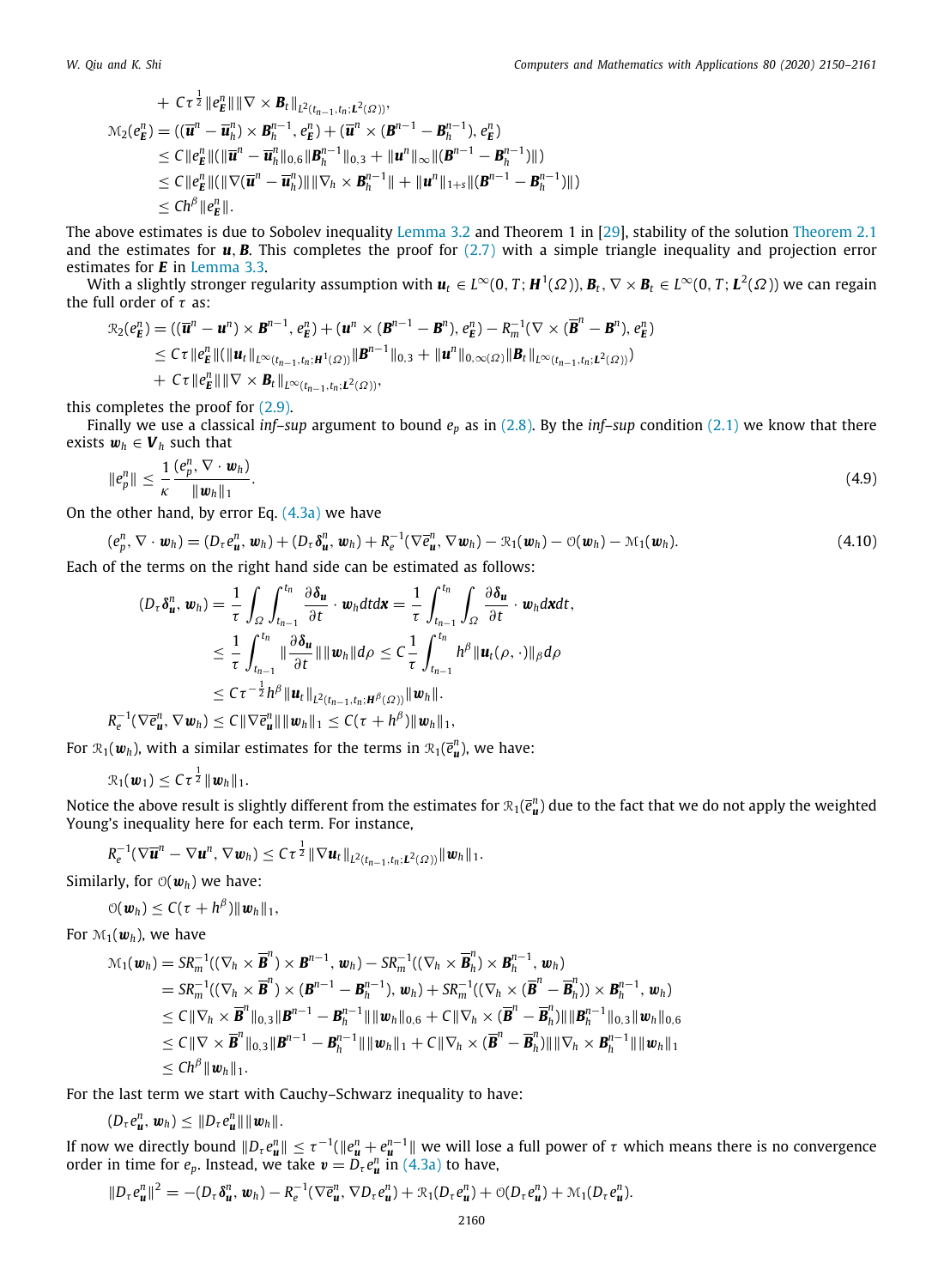$$
\begin{aligned}
&+ C\tau^{\frac{1}{2}}\|e_{\boldsymbol{E}}^n\|\|\nabla\times\boldsymbol{B}_t\|_{L^2(t_{n-1},t_n;\boldsymbol{L}^2(\Omega))},\\
\mathcal{M}_2(e_{\boldsymbol{E}}^n) &= ((\overline{\boldsymbol{u}}^n-\overline{\boldsymbol{u}}_h^n)\times\boldsymbol{B}_h^{n-1},e_{\boldsymbol{E}}^n)+(\overline{\boldsymbol{u}}^n\times(\boldsymbol{B}^{n-1}-\boldsymbol{B}_h^{n-1}),e_{\boldsymbol{E}}^n)\\
&\le C\|e_{\boldsymbol{E}}^n\|(\|\overline{\boldsymbol{u}}^n-\overline{\boldsymbol{u}}_h^n\|_{0,6}\|\boldsymbol{B}_h^{n-1}\|_{0,3}+\|\boldsymbol{u}^n\|_\infty\|(\boldsymbol{B}^{n-1}-\boldsymbol{B}_h^{n-1})\|)\\
&\le C\|e_{\boldsymbol{E}}^n\|(\|\nabla(\overline{\boldsymbol{u}}^n-\overline{\boldsymbol{u}}_h^n)\|\|\nabla_h\times\boldsymbol{B}_h^{n-1}\|+\|\boldsymbol{u}^n\|_{1+s}\|(\boldsymbol{B}^{n-1}-\boldsymbol{B}_h^{n-1})\|)\\
&\le Ch^\beta\|e_{\boldsymbol{E}}^n\|.
\end{aligned}
$$

The above estimates is due to Sobolev inequality Lemma 3.2 and Theorem 1 in [29], stability of the solution Theorem 2.1 and the estimates for $\boldsymbol{u},\boldsymbol{B}$. This completes the proof for (2.7) with a simple triangle inequality and projection error estimates for $\boldsymbol{E}$ in Lemma 3.3.

With a slightly stronger regularity assumption with $\boldsymbol{u}_t\in L^\infty(0,T;\boldsymbol{H}^1(\Omega)),\boldsymbol{B}_t,\nabla\times\boldsymbol{B}_t\in L^\infty(0,T;\boldsymbol{L}^2(\Omega))$ we can regain the full order of $\tau$ as:

$$
\begin{aligned}
\mathcal{R}_2(e_{\boldsymbol{E}}^n) &= ((\overline{\boldsymbol{u}}^n-\boldsymbol{u}^n)\times\boldsymbol{B}^{n-1},e_{\boldsymbol{E}}^n)+(\boldsymbol{u}^n\times(\boldsymbol{B}^{n-1}-\boldsymbol{B}^n),e_{\boldsymbol{E}}^n)-R_m^{-1}(\nabla\times(\overline{\boldsymbol{B}}^n-\boldsymbol{B}^n),e_{\boldsymbol{E}}^n)\\
&\le C\tau\|e_{\boldsymbol{E}}^n\|(\|\boldsymbol{u}_t\|_{L^\infty(t_{n-1},t_n;\boldsymbol{H}^1(\Omega))}\|\boldsymbol{B}^{n-1}\|_{0,3}+\|\boldsymbol{u}^n\|_{0,\infty(\Omega)}\|\boldsymbol{B}_t\|_{L^\infty(t_{n-1},t_n;\boldsymbol{L}^2(\Omega))})\\
&+ C\tau\|e_{\boldsymbol{E}}^n\|\|\nabla\times\boldsymbol{B}_t\|_{L^\infty(t_{n-1},t_n;\boldsymbol{L}^2(\Omega))},
\end{aligned}
$$

this completes the proof for (2.9).

Finally we use a classical *inf–sup* argument to bound $e_p$ as in (2.8). By the *inf–sup* condition (2.1) we know that there exists $\boldsymbol{w}_h\in\boldsymbol{V}_h$ such that

$$
\|e_p^n\|\le\frac{1}{\kappa}\frac{(e_p^n,\nabla\cdot\boldsymbol{w}_h)}{\|\boldsymbol{w}_h\|_1}. \tag{4.9}
$$

On the other hand, by error Eq. (4.3a) we have

$$
(e_p^n,\nabla\cdot\boldsymbol{w}_h)=(D_\tau e_{\boldsymbol{u}}^n,\boldsymbol{w}_h)+(D_\tau\boldsymbol{\delta}_{\boldsymbol{u}}^n,\boldsymbol{w}_h)+R_e^{-1}(\nabla\overline{e}_{\boldsymbol{u}}^n,\nabla\boldsymbol{w}_h)-\mathcal{R}_1(\boldsymbol{w}_h)-\mathcal{O}(\boldsymbol{w}_h)-\mathcal{M}_1(\boldsymbol{w}_h). \tag{4.10}
$$

Each of the terms on the right hand side can be estimated as follows:

$$
\begin{aligned}
(D_\tau\boldsymbol{\delta}_{\boldsymbol{u}}^n,\boldsymbol{w}_h) &= \frac{1}{\tau}\int_\Omega\int_{t_{n-1}}^{t_n}\frac{\partial\boldsymbol{\delta}_{\boldsymbol{u}}}{\partial t}\cdot\boldsymbol{w}_h dtd\boldsymbol{x}=\frac{1}{\tau}\int_{t_{n-1}}^{t_n}\int_\Omega\frac{\partial\boldsymbol{\delta}_{\boldsymbol{u}}}{\partial t}\cdot\boldsymbol{w}_h d\boldsymbol{x}dt,\\
&\le\frac{1}{\tau}\int_{t_{n-1}}^{t_n}\|\frac{\partial\boldsymbol{\delta}_{\boldsymbol{u}}}{\partial t}\|\|\boldsymbol{w}_h\|d\rho\le C\frac{1}{\tau}\int_{t_{n-1}}^{t_n}h^\beta\|\boldsymbol{u}_t(\rho,\cdot)\|_\beta d\rho\\
&\le C\tau^{-\frac{1}{2}}h^\beta\|\boldsymbol{u}_t\|_{L^2(t_{n-1},t_n;\boldsymbol{H}^\beta(\Omega))}\|\boldsymbol{w}_h\|.\\
R_e^{-1}(\nabla\overline{e}_{\boldsymbol{u}}^n,\nabla\boldsymbol{w}_h) &\le C\|\nabla\overline{e}_{\boldsymbol{u}}^n\|\|\boldsymbol{w}_h\|_1\le C(\tau+h^\beta)\|\boldsymbol{w}_h\|_1,
\end{aligned}
$$

For $\mathcal{R}_1(\boldsymbol{w}_h)$, with a similar estimates for the terms in $\mathcal{R}_1(\overline{e}_{\boldsymbol{u}}^n)$, we have:

$$
\mathcal{R}_1(\boldsymbol{w}_1)\le C\tau^{\frac{1}{2}}\|\boldsymbol{w}_h\|_1.
$$

Notice the above result is slightly different from the estimates for $\mathcal{R}_1(\overline{e}_{\boldsymbol{u}}^n)$ due to the fact that we do not apply the weighted Young's inequality here for each term. For instance,

$$
R_e^{-1}(\nabla\overline{\boldsymbol{u}}^n-\nabla\boldsymbol{u}^n,\nabla\boldsymbol{w}_h)\le C\tau^{\frac{1}{2}}\|\nabla\boldsymbol{u}_t\|_{L^2(t_{n-1},t_n;\boldsymbol{L}^2(\Omega))}\|\boldsymbol{w}_h\|_1.
$$

Similarly, for $\mathcal{O}(\boldsymbol{w}_h)$ we have:

$$
\mathcal{O}(\boldsymbol{w}_h)\le C(\tau+h^\beta)\|\boldsymbol{w}_h\|_1,
$$

For $\mathcal{M}_1(\boldsymbol{w}_h)$, we have

$$
\begin{aligned}
\mathcal{M}_1(\boldsymbol{w}_h) &= SR_m^{-1}((\nabla_h\times\overline{\boldsymbol{B}}^n)\times\boldsymbol{B}^{n-1},\boldsymbol{w}_h)-SR_m^{-1}((\nabla_h\times\overline{\boldsymbol{B}}_h^n)\times\boldsymbol{B}_h^{n-1},\boldsymbol{w}_h)\\
&= SR_m^{-1}((\nabla_h\times\overline{\boldsymbol{B}}^n)\times(\boldsymbol{B}^{n-1}-\boldsymbol{B}_h^{n-1}),\boldsymbol{w}_h)+SR_m^{-1}((\nabla_h\times(\overline{\boldsymbol{B}}^n-\overline{\boldsymbol{B}}_h^n))\times\boldsymbol{B}_h^{n-1},\boldsymbol{w}_h)\\
&\le C\|\nabla_h\times\overline{\boldsymbol{B}}^n\|_{0,3}\|\boldsymbol{B}^{n-1}-\boldsymbol{B}_h^{n-1}\|\|\boldsymbol{w}_h\|_{0,6}+C\|\nabla_h\times(\overline{\boldsymbol{B}}^n-\overline{\boldsymbol{B}}_h^n)\|\|\boldsymbol{B}_h^{n-1}\|_{0,3}\|\boldsymbol{w}_h\|_{0,6}\\
&\le C\|\nabla\times\overline{\boldsymbol{B}}^n\|_{0,3}\|\boldsymbol{B}^{n-1}-\boldsymbol{B}_h^{n-1}\|\|\boldsymbol{w}_h\|_1+C\|\nabla_h\times(\overline{\boldsymbol{B}}^n-\overline{\boldsymbol{B}}_h^n)\|\|\nabla_h\times\boldsymbol{B}_h^{n-1}\|\|\boldsymbol{w}_h\|_1\\
&\le Ch^\beta\|\boldsymbol{w}_h\|_1.
\end{aligned}
$$

For the last term we start with Cauchy–Schwarz inequality to have:

$$
(D_\tau e_{\boldsymbol{u}}^n,\boldsymbol{w}_h)\le\|D_\tau e_{\boldsymbol{u}}^n\|\|\boldsymbol{w}_h\|.
$$

If now we directly bound $\|D_\tau e_{\boldsymbol{u}}^n\|\le\tau^{-1}(\|e_{\boldsymbol{u}}^n+e_{\boldsymbol{u}}^{n-1}\|$ we will lose a full power of $\tau$ which means there is no convergence order in time for $e_p$. Instead, we take $\boldsymbol{v}=D_\tau e_{\boldsymbol{u}}^n$ in (4.3a) to have,

$$
\|D_\tau e_{\boldsymbol{u}}^n\|^2=-(D_\tau\boldsymbol{\delta}_{\boldsymbol{u}}^n,\boldsymbol{w}_h)-R_e^{-1}(\nabla\overline{e}_{\boldsymbol{u}}^n,\nabla D_\tau e_{\boldsymbol{u}}^n)+\mathcal{R}_1(D_\tau e_{\boldsymbol{u}}^n)+\mathcal{O}(D_\tau e_{\boldsymbol{u}}^n)+\mathcal{M}_1(D_\tau e_{\boldsymbol{u}}^n).
$$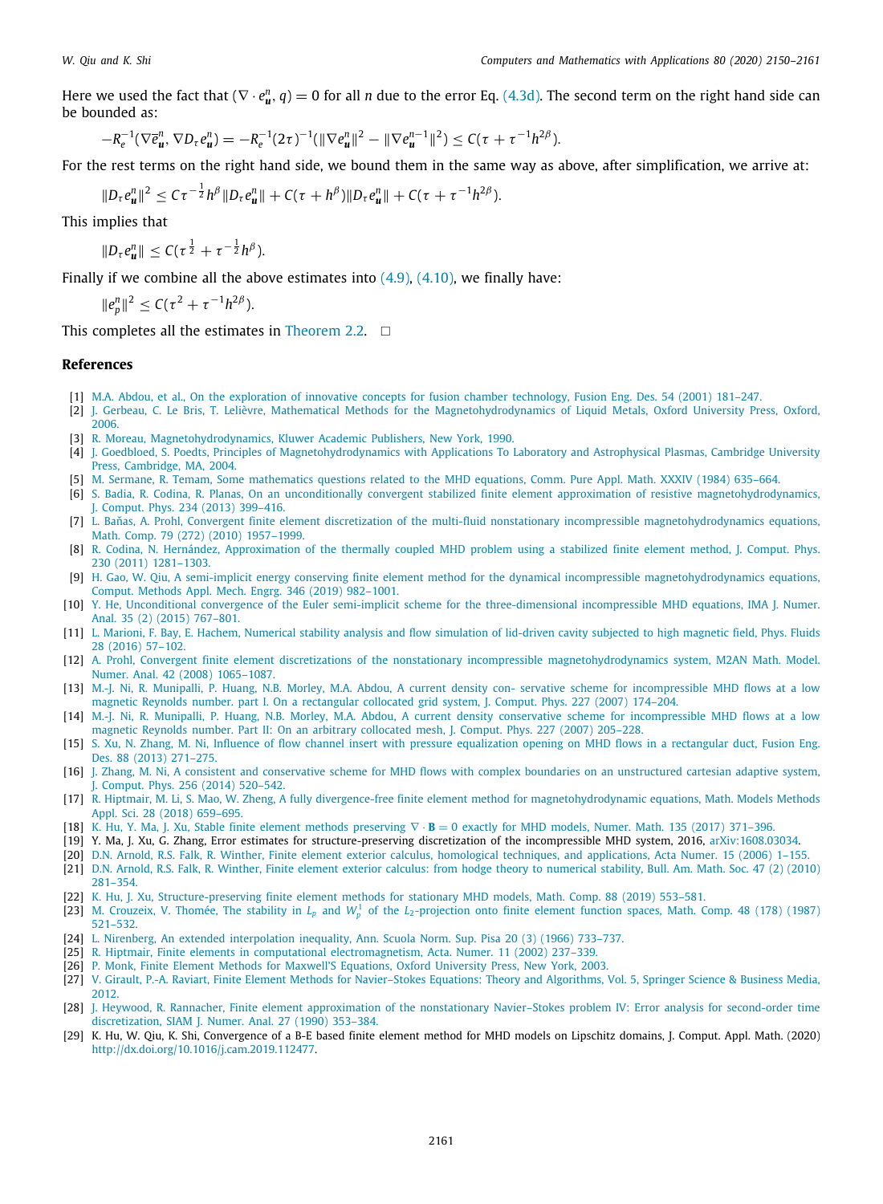Here we used the fact that $(\nabla\cdot e_{\boldsymbol{u}}^n, q) = 0$ for all $n$ due to the error Eq. (4.3d). The second term on the right hand side can be bounded as:

$$-R_e^{-1}(\nabla\overline{e}_{\boldsymbol{u}}^n, \nabla D_\tau e_{\boldsymbol{u}}^n) = -R_e^{-1}(2\tau)^{-1}(\|\nabla e_{\boldsymbol{u}}^n\|^2 - \|\nabla e_{\boldsymbol{u}}^{n-1}\|^2) \le C(\tau + \tau^{-1}h^{2\beta}).$$

For the rest terms on the right hand side, we bound them in the same way as above, after simplification, we arrive at:

$$\|D_\tau e_{\boldsymbol{u}}^n\|^2 \le C\tau^{-\frac{1}{2}}h^\beta\|D_\tau e_{\boldsymbol{u}}^n\| + C(\tau + h^\beta)\|D_\tau e_{\boldsymbol{u}}^n\| + C(\tau + \tau^{-1}h^{2\beta}).$$

This implies that

$$\|D_\tau e_{\boldsymbol{u}}^n\| \le C(\tau^{\frac{1}{2}} + \tau^{-\frac{1}{2}}h^\beta).$$

Finally if we combine all the above estimates into (4.9), (4.10), we finally have:

$$\|e_p^n\|^2 \le C(\tau^2 + \tau^{-1}h^{2\beta}).$$

This completes all the estimates in Theorem 2.2. □

## References

[1] M.A. Abdou, et al., On the exploration of innovative concepts for fusion chamber technology, Fusion Eng. Des. 54 (2001) 181–247.

[2] J. Gerbeau, C. Le Bris, T. Lelièvre, Mathematical Methods for the Magnetohydrodynamics of Liquid Metals, Oxford University Press, Oxford, 2006.

[3] R. Moreau, Magnetohydrodynamics, Kluwer Academic Publishers, New York, 1990.

[4] J. Goedbloed, S. Poedts, Principles of Magnetohydrodynamics with Applications To Laboratory and Astrophysical Plasmas, Cambridge University Press, Cambridge, MA, 2004.

[5] M. Sermane, R. Temam, Some mathematics questions related to the MHD equations, Comm. Pure Appl. Math. XXXIV (1984) 635–664.

[6] S. Badia, R. Codina, R. Planas, On an unconditionally convergent stabilized finite element approximation of resistive magnetohydrodynamics, J. Comput. Phys. 234 (2013) 399–416.

[7] L. Bañas, A. Prohl, Convergent finite element discretization of the multi-fluid nonstationary incompressible magnetohydrodynamics equations, Math. Comp. 79 (272) (2010) 1957–1999.

[8] R. Codina, N. Hernández, Approximation of the thermally coupled MHD problem using a stabilized finite element method, J. Comput. Phys. 230 (2011) 1281–1303.

[9] H. Gao, W. Qiu, A semi-implicit energy conserving finite element method for the dynamical incompressible magnetohydrodynamics equations, Comput. Methods Appl. Mech. Engrg. 346 (2019) 982–1001.

[10] Y. He, Unconditional convergence of the Euler semi-implicit scheme for the three-dimensional incompressible MHD equations, IMA J. Numer. Anal. 35 (2) (2015) 767–801.

[11] L. Marioni, F. Bay, E. Hachem, Numerical stability analysis and flow simulation of lid-driven cavity subjected to high magnetic field, Phys. Fluids 28 (2016) 57–102.

[12] A. Prohl, Convergent finite element discretizations of the nonstationary incompressible magnetohydrodynamics system, M2AN Math. Model. Numer. Anal. 42 (2008) 1065–1087.

[13] M.-J. Ni, R. Munipalli, P. Huang, N.B. Morley, M.A. Abdou, A current density con- servative scheme for incompressible MHD flows at a low magnetic Reynolds number. part I. On a rectangular collocated grid system, J. Comput. Phys. 227 (2007) 174–204.

[14] M.-J. Ni, R. Munipalli, P. Huang, N.B. Morley, M.A. Abdou, A current density conservative scheme for incompressible MHD flows at a low magnetic Reynolds number. Part II: On an arbitrary collocated mesh, J. Comput. Phys. 227 (2007) 205–228.

[15] S. Xu, N. Zhang, M. Ni, Influence of flow channel insert with pressure equalization opening on MHD flows in a rectangular duct, Fusion Eng. Des. 88 (2013) 271–275.

[16] J. Zhang, M. Ni, A consistent and conservative scheme for MHD flows with complex boundaries on an unstructured cartesian adaptive system, J. Comput. Phys. 256 (2014) 520–542.

[17] R. Hiptmair, M. Li, S. Mao, W. Zheng, A fully divergence-free finite element method for magnetohydrodynamic equations, Math. Models Methods Appl. Sci. 28 (2018) 659–695.

[18] K. Hu, Y. Ma, J. Xu, Stable finite element methods preserving $\nabla\cdot\mathbf{B}=0$ exactly for MHD models, Numer. Math. 135 (2017) 371–396.

[19] Y. Ma, J. Xu, G. Zhang, Error estimates for structure-preserving discretization of the incompressible MHD system, 2016, arXiv:1608.03034.

[20] D.N. Arnold, R.S. Falk, R. Winther, Finite element exterior calculus, homological techniques, and applications, Acta Numer. 15 (2006) 1–155.

[21] D.N. Arnold, R.S. Falk, R. Winther, Finite element exterior calculus: from hodge theory to numerical stability, Bull. Am. Math. Soc. 47 (2) (2010) 281–354.

[22] K. Hu, J. Xu, Structure-preserving finite element methods for stationary MHD models, Math. Comp. 88 (2019) 553–581.

[23] M. Crouzeix, V. Thomée, The stability in $L_p$ and $W_p^1$ of the $L_2$-projection onto finite element function spaces, Math. Comp. 48 (178) (1987) 521–532.

[24] L. Nirenberg, An extended interpolation inequality, Ann. Scuola Norm. Sup. Pisa 20 (3) (1966) 733–737.

[25] R. Hiptmair, Finite elements in computational electromagnetism, Acta. Numer. 11 (2002) 237–339.

[26] P. Monk, Finite Element Methods for Maxwell'S Equations, Oxford University Press, New York, 2003.

[27] V. Girault, P.-A. Raviart, Finite Element Methods for Navier–Stokes Equations: Theory and Algorithms, Vol. 5, Springer Science & Business Media, 2012.

[28] J. Heywood, R. Rannacher, Finite element approximation of the nonstationary Navier–Stokes problem IV: Error analysis for second-order time discretization, SIAM J. Numer. Anal. 27 (1990) 353–384.

[29] K. Hu, W. Qiu, K. Shi, Convergence of a B-E based finite element method for MHD models on Lipschitz domains, J. Comput. Appl. Math. (2020) http://dx.doi.org/10.1016/j.cam.2019.112477.